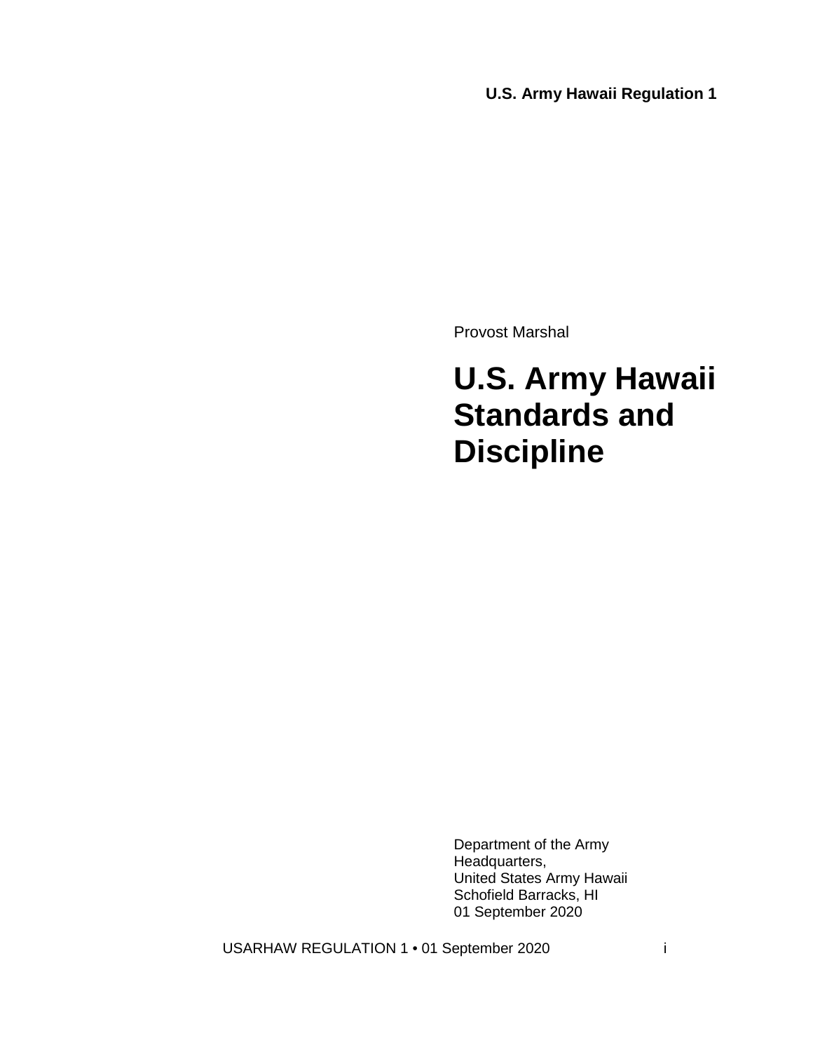**U.S. Army Hawaii Regulation 1**

Provost Marshal

# U.S. Army Hawaii Standards and Discipline

Department of the Army
Headquarters,
United States Army Hawaii
Schofield Barracks, HI
01 September 2020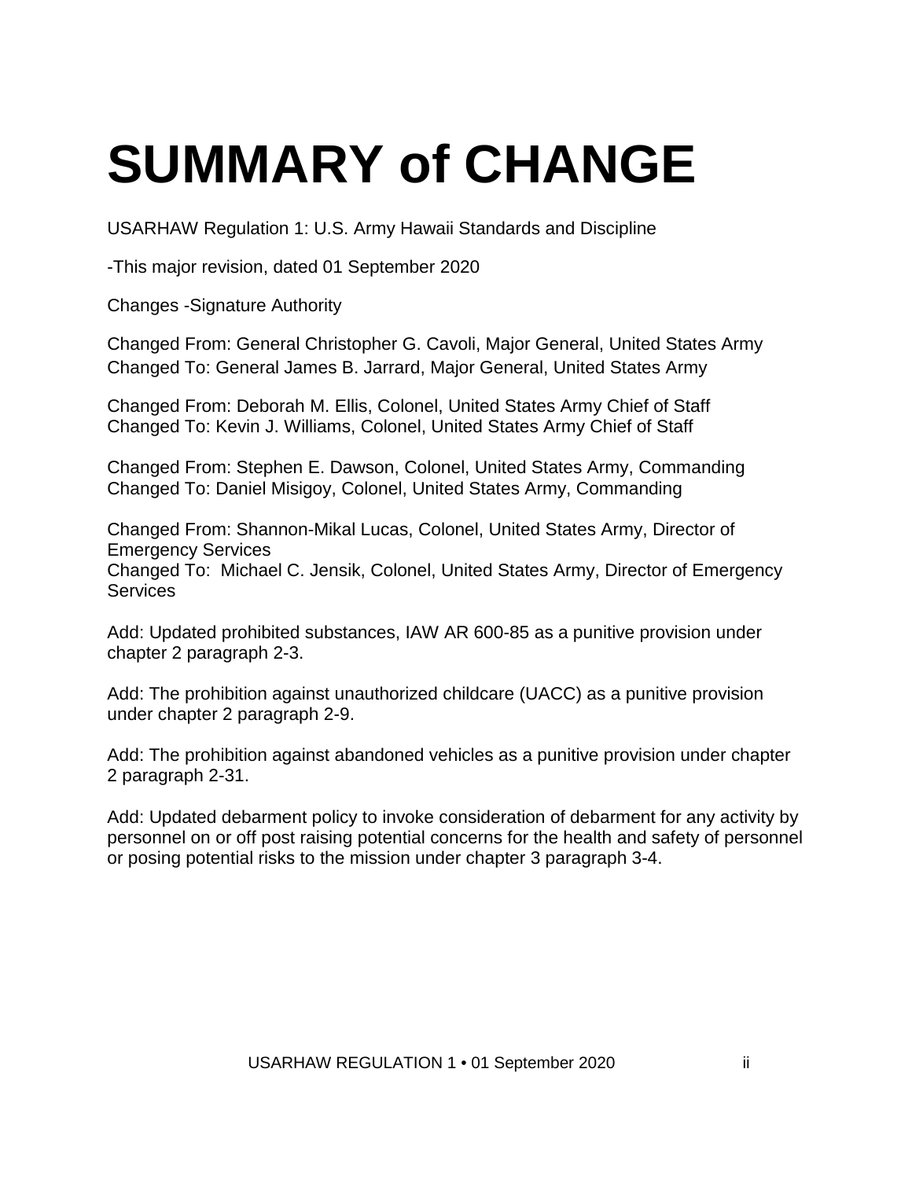# SUMMARY of CHANGE

USARHAW Regulation 1: U.S. Army Hawaii Standards and Discipline

-This major revision, dated 01 September 2020

Changes -Signature Authority

Changed From: General Christopher G. Cavoli, Major General, United States Army
Changed To: General James B. Jarrard, Major General, United States Army

Changed From: Deborah M. Ellis, Colonel, United States Army Chief of Staff
Changed To: Kevin J. Williams, Colonel, United States Army Chief of Staff

Changed From: Stephen E. Dawson, Colonel, United States Army, Commanding
Changed To: Daniel Misigoy, Colonel, United States Army, Commanding

Changed From: Shannon-Mikal Lucas, Colonel, United States Army, Director of Emergency Services
Changed To: Michael C. Jensik, Colonel, United States Army, Director of Emergency Services

Add: Updated prohibited substances, IAW AR 600-85 as a punitive provision under chapter 2 paragraph 2-3.

Add: The prohibition against unauthorized childcare (UACC) as a punitive provision under chapter 2 paragraph 2-9.

Add: The prohibition against abandoned vehicles as a punitive provision under chapter 2 paragraph 2-31.

Add: Updated debarment policy to invoke consideration of debarment for any activity by personnel on or off post raising potential concerns for the health and safety of personnel or posing potential risks to the mission under chapter 3 paragraph 3-4.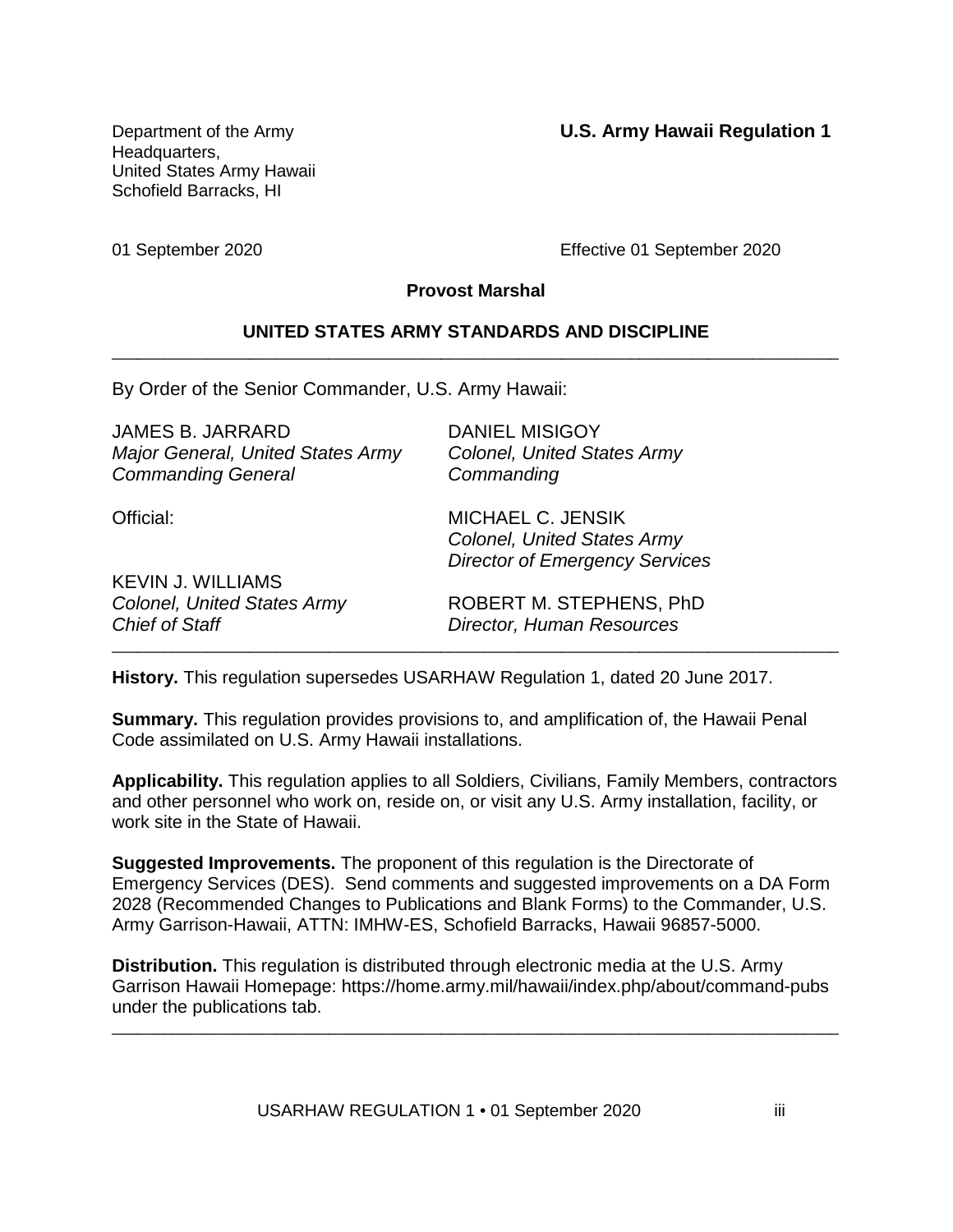Department of the Army
Headquarters,
United States Army Hawaii
Schofield Barracks, HI

**U.S. Army Hawaii Regulation 1**

01 September 2020

Effective 01 September 2020

**Provost Marshal**

**UNITED STATES ARMY STANDARDS AND DISCIPLINE**

---

By Order of the Senior Commander, U.S. Army Hawaii:

JAMES B. JARRARD
*Major General, United States Army*
*Commanding General*

DANIEL MISIGOY
*Colonel, United States Army*
*Commanding*

Official:

MICHAEL C. JENSIK
*Colonel, United States Army*
*Director of Emergency Services*

KEVIN J. WILLIAMS
*Colonel, United States Army*
*Chief of Staff*

ROBERT M. STEPHENS, PhD
*Director, Human Resources*

---

**History.** This regulation supersedes USARHAW Regulation 1, dated 20 June 2017.

**Summary.** This regulation provides provisions to, and amplification of, the Hawaii Penal Code assimilated on U.S. Army Hawaii installations.

**Applicability.** This regulation applies to all Soldiers, Civilians, Family Members, contractors and other personnel who work on, reside on, or visit any U.S. Army installation, facility, or work site in the State of Hawaii.

**Suggested Improvements.** The proponent of this regulation is the Directorate of Emergency Services (DES). Send comments and suggested improvements on a DA Form 2028 (Recommended Changes to Publications and Blank Forms) to the Commander, U.S. Army Garrison-Hawaii, ATTN: IMHW-ES, Schofield Barracks, Hawaii 96857-5000.

**Distribution.** This regulation is distributed through electronic media at the U.S. Army Garrison Hawaii Homepage: https://home.army.mil/hawaii/index.php/about/command-pubs under the publications tab.

---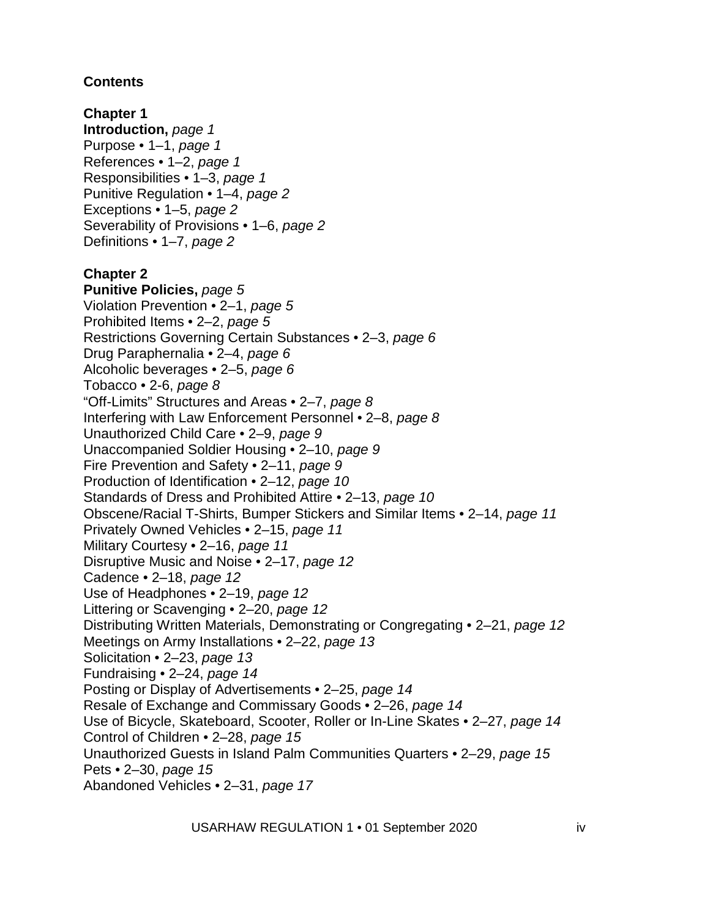## Contents

**Chapter 1**
**Introduction,** *page 1*
Purpose • 1–1, *page 1*
References • 1–2, *page 1*
Responsibilities • 1–3, *page 1*
Punitive Regulation • 1–4, *page 2*
Exceptions • 1–5, *page 2*
Severability of Provisions • 1–6, *page 2*
Definitions • 1–7, *page 2*

**Chapter 2**
**Punitive Policies,** *page 5*
Violation Prevention • 2–1, *page 5*
Prohibited Items • 2–2, *page 5*
Restrictions Governing Certain Substances • 2–3, *page 6*
Drug Paraphernalia • 2–4, *page 6*
Alcoholic beverages • 2–5, *page 6*
Tobacco • 2-6, *page 8*
"Off-Limits" Structures and Areas • 2–7, *page 8*
Interfering with Law Enforcement Personnel • 2–8, *page 8*
Unauthorized Child Care • 2–9, *page 9*
Unaccompanied Soldier Housing • 2–10, *page 9*
Fire Prevention and Safety • 2–11, *page 9*
Production of Identification • 2–12, *page 10*
Standards of Dress and Prohibited Attire • 2–13, *page 10*
Obscene/Racial T-Shirts, Bumper Stickers and Similar Items • 2–14, *page 11*
Privately Owned Vehicles • 2–15, *page 11*
Military Courtesy • 2–16, *page 11*
Disruptive Music and Noise • 2–17, *page 12*
Cadence • 2–18, *page 12*
Use of Headphones • 2–19, *page 12*
Littering or Scavenging • 2–20, *page 12*
Distributing Written Materials, Demonstrating or Congregating • 2–21, *page 12*
Meetings on Army Installations • 2–22, *page 13*
Solicitation • 2–23, *page 13*
Fundraising • 2–24, *page 14*
Posting or Display of Advertisements • 2–25, *page 14*
Resale of Exchange and Commissary Goods • 2–26, *page 14*
Use of Bicycle, Skateboard, Scooter, Roller or In-Line Skates • 2–27, *page 14*
Control of Children • 2–28, *page 15*
Unauthorized Guests in Island Palm Communities Quarters • 2–29, *page 15*
Pets • 2–30, *page 15*
Abandoned Vehicles • 2–31, *page 17*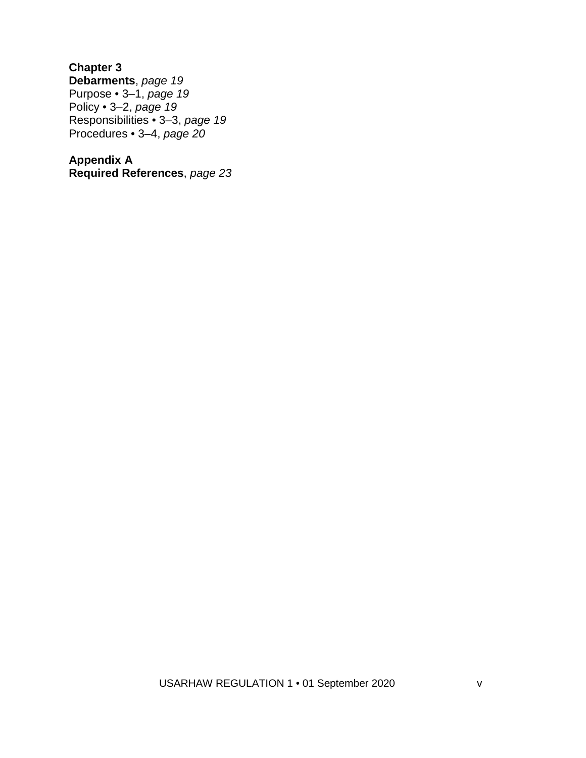**Chapter 3**
**Debarments**, *page 19*
Purpose • 3–1, *page 19*
Policy • 3–2, *page 19*
Responsibilities • 3–3, *page 19*
Procedures • 3–4, *page 20*

**Appendix A**
**Required References**, *page 23*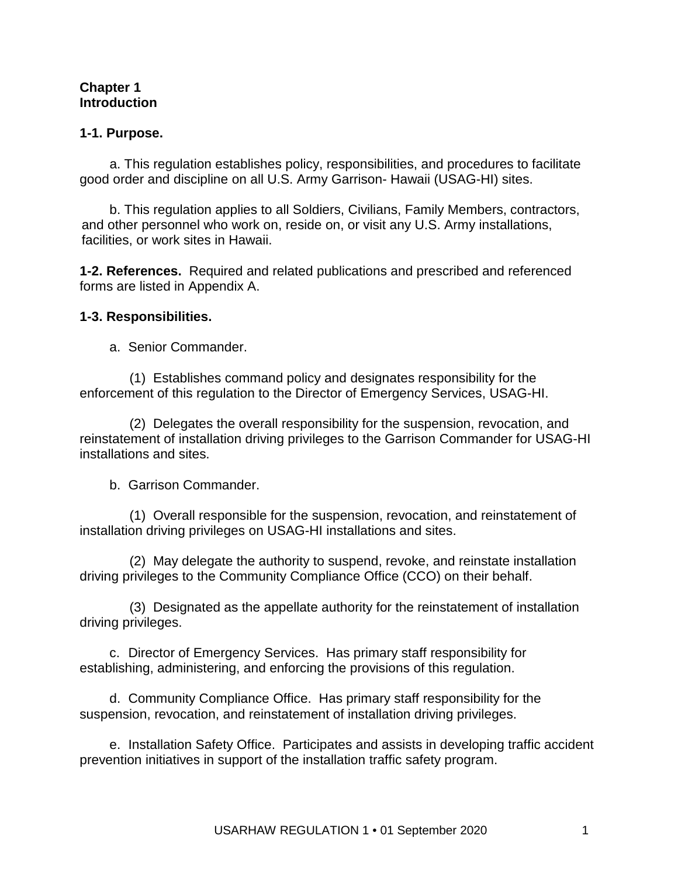**Chapter 1**
**Introduction**

**1-1. Purpose.**

a. This regulation establishes policy, responsibilities, and procedures to facilitate good order and discipline on all U.S. Army Garrison- Hawaii (USAG-HI) sites.

b. This regulation applies to all Soldiers, Civilians, Family Members, contractors, and other personnel who work on, reside on, or visit any U.S. Army installations, facilities, or work sites in Hawaii.

**1-2. References.** Required and related publications and prescribed and referenced forms are listed in Appendix A.

**1-3. Responsibilities.**

a. Senior Commander.

(1) Establishes command policy and designates responsibility for the enforcement of this regulation to the Director of Emergency Services, USAG-HI.

(2) Delegates the overall responsibility for the suspension, revocation, and reinstatement of installation driving privileges to the Garrison Commander for USAG-HI installations and sites.

b. Garrison Commander.

(1) Overall responsible for the suspension, revocation, and reinstatement of installation driving privileges on USAG-HI installations and sites.

(2) May delegate the authority to suspend, revoke, and reinstate installation driving privileges to the Community Compliance Office (CCO) on their behalf.

(3) Designated as the appellate authority for the reinstatement of installation driving privileges.

c. Director of Emergency Services. Has primary staff responsibility for establishing, administering, and enforcing the provisions of this regulation.

d. Community Compliance Office. Has primary staff responsibility for the suspension, revocation, and reinstatement of installation driving privileges.

e. Installation Safety Office. Participates and assists in developing traffic accident prevention initiatives in support of the installation traffic safety program.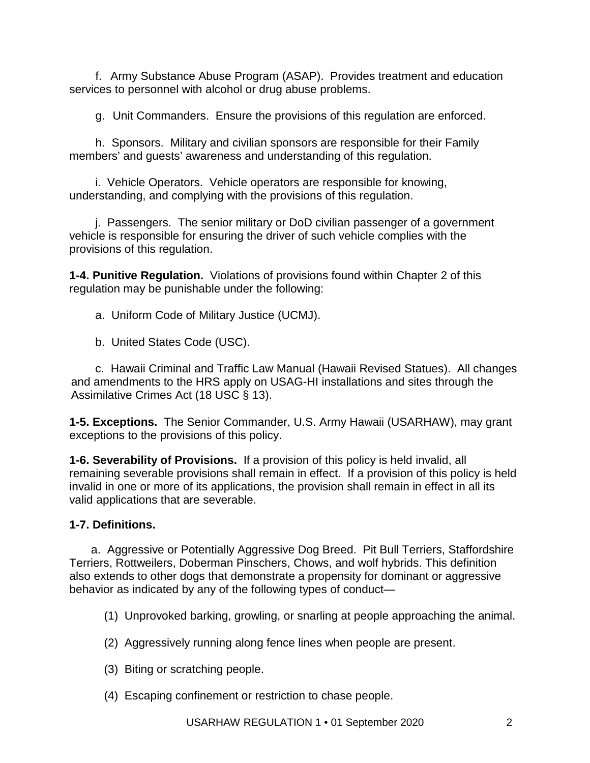f. Army Substance Abuse Program (ASAP). Provides treatment and education services to personnel with alcohol or drug abuse problems.

g. Unit Commanders. Ensure the provisions of this regulation are enforced.

h. Sponsors. Military and civilian sponsors are responsible for their Family members' and guests' awareness and understanding of this regulation.

i. Vehicle Operators. Vehicle operators are responsible for knowing, understanding, and complying with the provisions of this regulation.

j. Passengers. The senior military or DoD civilian passenger of a government vehicle is responsible for ensuring the driver of such vehicle complies with the provisions of this regulation.

**1-4. Punitive Regulation.** Violations of provisions found within Chapter 2 of this regulation may be punishable under the following:

a. Uniform Code of Military Justice (UCMJ).

b. United States Code (USC).

c. Hawaii Criminal and Traffic Law Manual (Hawaii Revised Statues). All changes and amendments to the HRS apply on USAG-HI installations and sites through the Assimilative Crimes Act (18 USC § 13).

**1-5. Exceptions.** The Senior Commander, U.S. Army Hawaii (USARHAW), may grant exceptions to the provisions of this policy.

**1-6. Severability of Provisions.** If a provision of this policy is held invalid, all remaining severable provisions shall remain in effect. If a provision of this policy is held invalid in one or more of its applications, the provision shall remain in effect in all its valid applications that are severable.

**1-7. Definitions.**

a. Aggressive or Potentially Aggressive Dog Breed. Pit Bull Terriers, Staffordshire Terriers, Rottweilers, Doberman Pinschers, Chows, and wolf hybrids. This definition also extends to other dogs that demonstrate a propensity for dominant or aggressive behavior as indicated by any of the following types of conduct—

(1) Unprovoked barking, growling, or snarling at people approaching the animal.

(2) Aggressively running along fence lines when people are present.

(3) Biting or scratching people.

(4) Escaping confinement or restriction to chase people.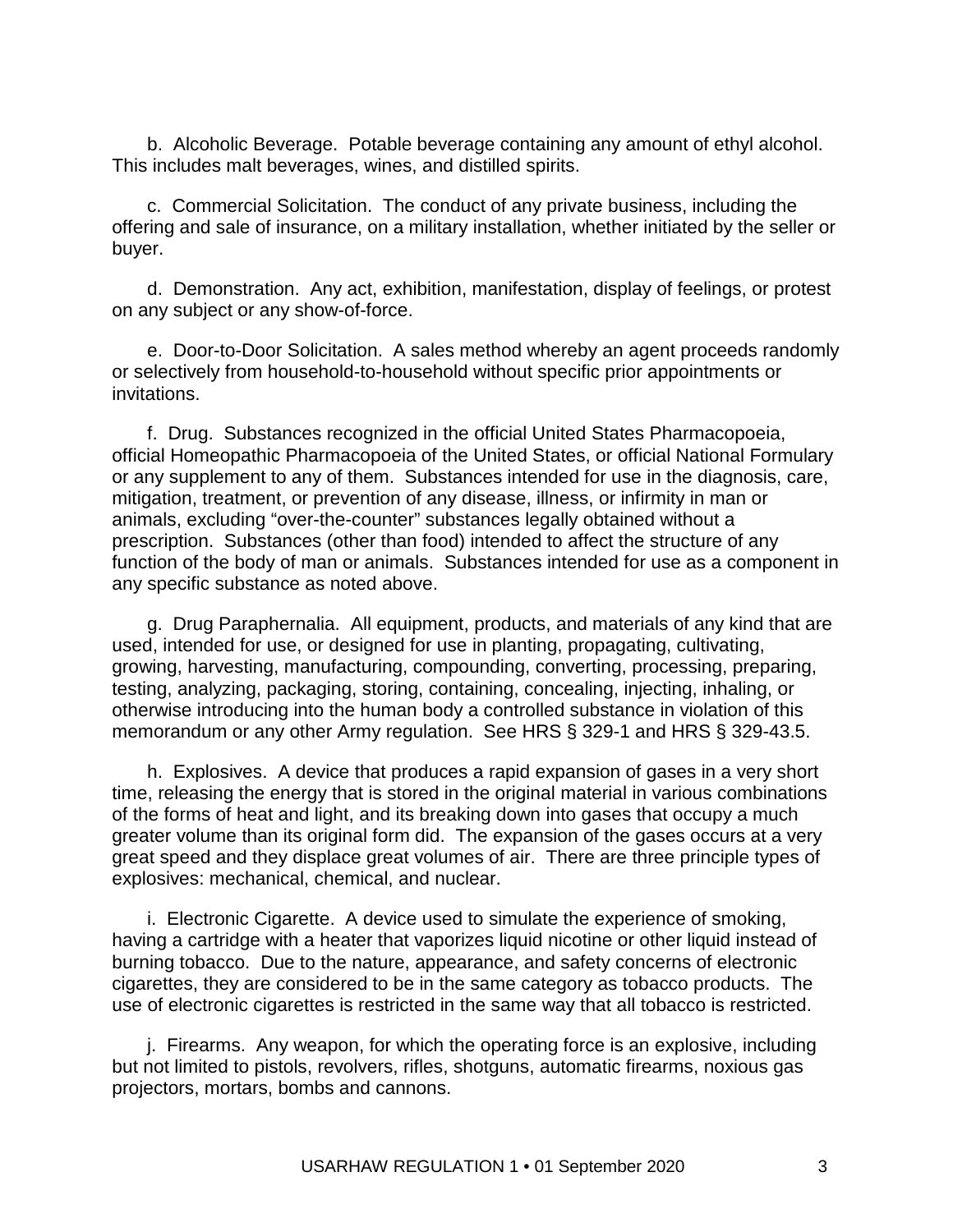b. Alcoholic Beverage. Potable beverage containing any amount of ethyl alcohol. This includes malt beverages, wines, and distilled spirits.

c. Commercial Solicitation. The conduct of any private business, including the offering and sale of insurance, on a military installation, whether initiated by the seller or buyer.

d. Demonstration. Any act, exhibition, manifestation, display of feelings, or protest on any subject or any show-of-force.

e. Door-to-Door Solicitation. A sales method whereby an agent proceeds randomly or selectively from household-to-household without specific prior appointments or invitations.

f. Drug. Substances recognized in the official United States Pharmacopoeia, official Homeopathic Pharmacopoeia of the United States, or official National Formulary or any supplement to any of them. Substances intended for use in the diagnosis, care, mitigation, treatment, or prevention of any disease, illness, or infirmity in man or animals, excluding "over-the-counter" substances legally obtained without a prescription. Substances (other than food) intended to affect the structure of any function of the body of man or animals. Substances intended for use as a component in any specific substance as noted above.

g. Drug Paraphernalia. All equipment, products, and materials of any kind that are used, intended for use, or designed for use in planting, propagating, cultivating, growing, harvesting, manufacturing, compounding, converting, processing, preparing, testing, analyzing, packaging, storing, containing, concealing, injecting, inhaling, or otherwise introducing into the human body a controlled substance in violation of this memorandum or any other Army regulation. See HRS § 329-1 and HRS § 329-43.5.

h. Explosives. A device that produces a rapid expansion of gases in a very short time, releasing the energy that is stored in the original material in various combinations of the forms of heat and light, and its breaking down into gases that occupy a much greater volume than its original form did. The expansion of the gases occurs at a very great speed and they displace great volumes of air. There are three principle types of explosives: mechanical, chemical, and nuclear.

i. Electronic Cigarette. A device used to simulate the experience of smoking, having a cartridge with a heater that vaporizes liquid nicotine or other liquid instead of burning tobacco. Due to the nature, appearance, and safety concerns of electronic cigarettes, they are considered to be in the same category as tobacco products. The use of electronic cigarettes is restricted in the same way that all tobacco is restricted.

j. Firearms. Any weapon, for which the operating force is an explosive, including but not limited to pistols, revolvers, rifles, shotguns, automatic firearms, noxious gas projectors, mortars, bombs and cannons.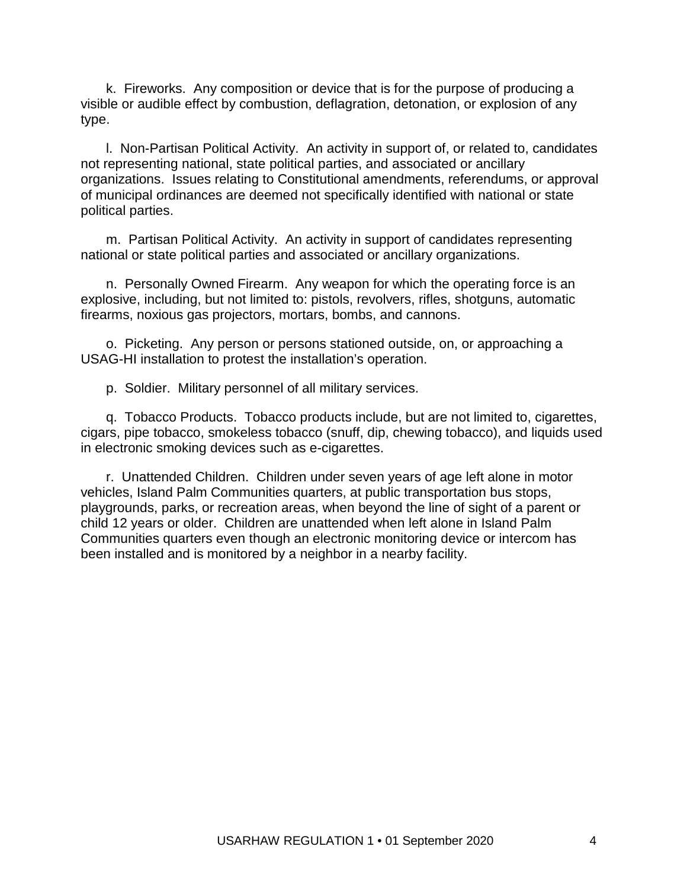k. Fireworks. Any composition or device that is for the purpose of producing a visible or audible effect by combustion, deflagration, detonation, or explosion of any type.

l. Non-Partisan Political Activity. An activity in support of, or related to, candidates not representing national, state political parties, and associated or ancillary organizations. Issues relating to Constitutional amendments, referendums, or approval of municipal ordinances are deemed not specifically identified with national or state political parties.

m. Partisan Political Activity. An activity in support of candidates representing national or state political parties and associated or ancillary organizations.

n. Personally Owned Firearm. Any weapon for which the operating force is an explosive, including, but not limited to: pistols, revolvers, rifles, shotguns, automatic firearms, noxious gas projectors, mortars, bombs, and cannons.

o. Picketing. Any person or persons stationed outside, on, or approaching a USAG-HI installation to protest the installation's operation.

p. Soldier. Military personnel of all military services.

q. Tobacco Products. Tobacco products include, but are not limited to, cigarettes, cigars, pipe tobacco, smokeless tobacco (snuff, dip, chewing tobacco), and liquids used in electronic smoking devices such as e-cigarettes.

r. Unattended Children. Children under seven years of age left alone in motor vehicles, Island Palm Communities quarters, at public transportation bus stops, playgrounds, parks, or recreation areas, when beyond the line of sight of a parent or child 12 years or older. Children are unattended when left alone in Island Palm Communities quarters even though an electronic monitoring device or intercom has been installed and is monitored by a neighbor in a nearby facility.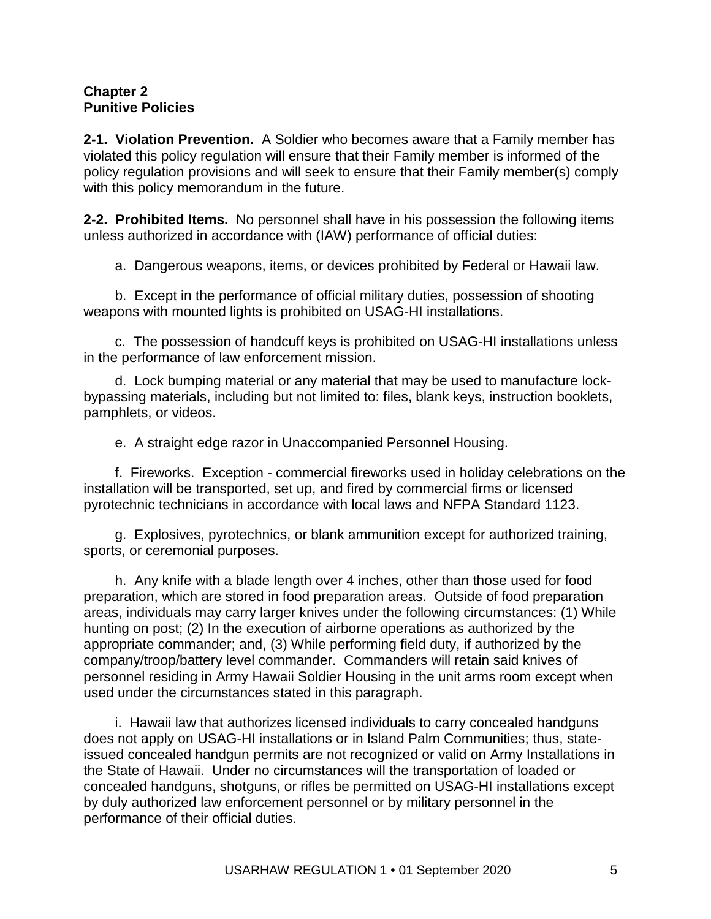## Chapter 2
## Punitive Policies

**2-1. Violation Prevention.** A Soldier who becomes aware that a Family member has violated this policy regulation will ensure that their Family member is informed of the policy regulation provisions and will seek to ensure that their Family member(s) comply with this policy memorandum in the future.

**2-2. Prohibited Items.** No personnel shall have in his possession the following items unless authorized in accordance with (IAW) performance of official duties:

a. Dangerous weapons, items, or devices prohibited by Federal or Hawaii law.

b. Except in the performance of official military duties, possession of shooting weapons with mounted lights is prohibited on USAG-HI installations.

c. The possession of handcuff keys is prohibited on USAG-HI installations unless in the performance of law enforcement mission.

d. Lock bumping material or any material that may be used to manufacture lock-bypassing materials, including but not limited to: files, blank keys, instruction booklets, pamphlets, or videos.

e. A straight edge razor in Unaccompanied Personnel Housing.

f. Fireworks. Exception - commercial fireworks used in holiday celebrations on the installation will be transported, set up, and fired by commercial firms or licensed pyrotechnic technicians in accordance with local laws and NFPA Standard 1123.

g. Explosives, pyrotechnics, or blank ammunition except for authorized training, sports, or ceremonial purposes.

h. Any knife with a blade length over 4 inches, other than those used for food preparation, which are stored in food preparation areas. Outside of food preparation areas, individuals may carry larger knives under the following circumstances: (1) While hunting on post; (2) In the execution of airborne operations as authorized by the appropriate commander; and, (3) While performing field duty, if authorized by the company/troop/battery level commander. Commanders will retain said knives of personnel residing in Army Hawaii Soldier Housing in the unit arms room except when used under the circumstances stated in this paragraph.

i. Hawaii law that authorizes licensed individuals to carry concealed handguns does not apply on USAG-HI installations or in Island Palm Communities; thus, state-issued concealed handgun permits are not recognized or valid on Army Installations in the State of Hawaii. Under no circumstances will the transportation of loaded or concealed handguns, shotguns, or rifles be permitted on USAG-HI installations except by duly authorized law enforcement personnel or by military personnel in the performance of their official duties.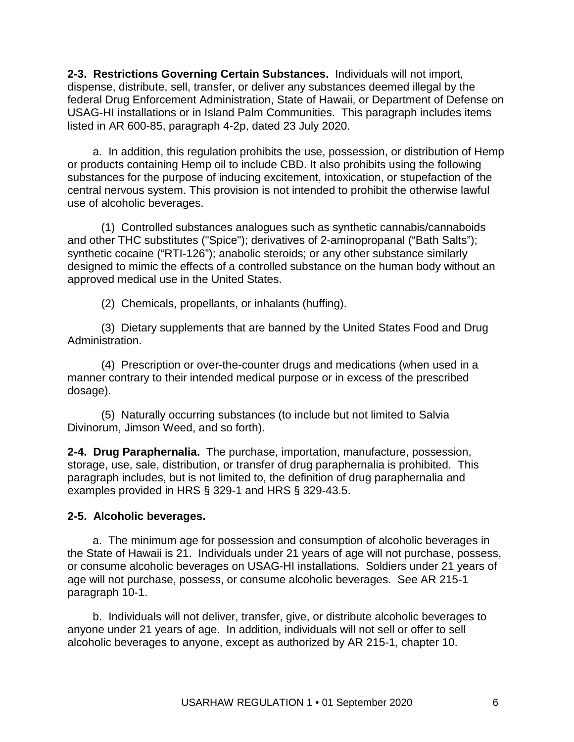**2-3. Restrictions Governing Certain Substances.** Individuals will not import, dispense, distribute, sell, transfer, or deliver any substances deemed illegal by the federal Drug Enforcement Administration, State of Hawaii, or Department of Defense on USAG-HI installations or in Island Palm Communities. This paragraph includes items listed in AR 600-85, paragraph 4-2p, dated 23 July 2020.

a. In addition, this regulation prohibits the use, possession, or distribution of Hemp or products containing Hemp oil to include CBD. It also prohibits using the following substances for the purpose of inducing excitement, intoxication, or stupefaction of the central nervous system. This provision is not intended to prohibit the otherwise lawful use of alcoholic beverages.

(1) Controlled substances analogues such as synthetic cannabis/cannaboids and other THC substitutes ("Spice"); derivatives of 2-aminopropanal ("Bath Salts"); synthetic cocaine ("RTI-126"); anabolic steroids; or any other substance similarly designed to mimic the effects of a controlled substance on the human body without an approved medical use in the United States.

(2) Chemicals, propellants, or inhalants (huffing).

(3) Dietary supplements that are banned by the United States Food and Drug Administration.

(4) Prescription or over-the-counter drugs and medications (when used in a manner contrary to their intended medical purpose or in excess of the prescribed dosage).

(5) Naturally occurring substances (to include but not limited to Salvia Divinorum, Jimson Weed, and so forth).

**2-4. Drug Paraphernalia.** The purchase, importation, manufacture, possession, storage, use, sale, distribution, or transfer of drug paraphernalia is prohibited. This paragraph includes, but is not limited to, the definition of drug paraphernalia and examples provided in HRS § 329-1 and HRS § 329-43.5.

**2-5. Alcoholic beverages.**

a. The minimum age for possession and consumption of alcoholic beverages in the State of Hawaii is 21. Individuals under 21 years of age will not purchase, possess, or consume alcoholic beverages on USAG-HI installations. Soldiers under 21 years of age will not purchase, possess, or consume alcoholic beverages. See AR 215-1 paragraph 10-1.

b. Individuals will not deliver, transfer, give, or distribute alcoholic beverages to anyone under 21 years of age. In addition, individuals will not sell or offer to sell alcoholic beverages to anyone, except as authorized by AR 215-1, chapter 10.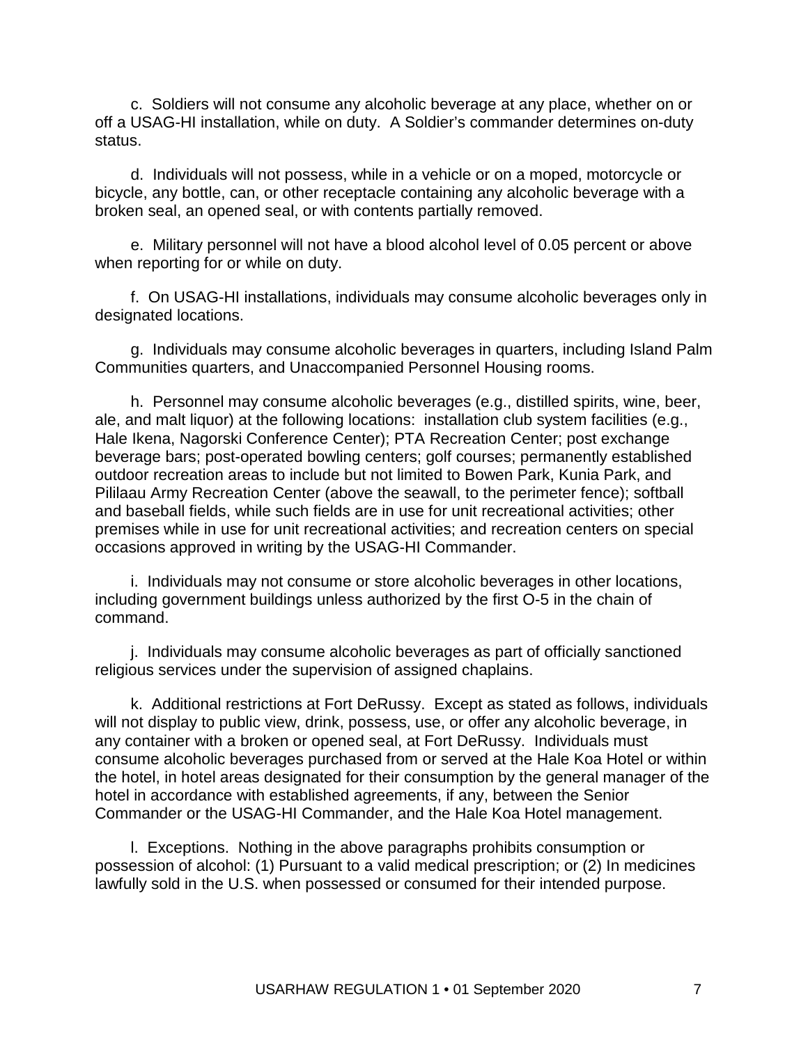c. Soldiers will not consume any alcoholic beverage at any place, whether on or off a USAG-HI installation, while on duty. A Soldier's commander determines on-duty status.

d. Individuals will not possess, while in a vehicle or on a moped, motorcycle or bicycle, any bottle, can, or other receptacle containing any alcoholic beverage with a broken seal, an opened seal, or with contents partially removed.

e. Military personnel will not have a blood alcohol level of 0.05 percent or above when reporting for or while on duty.

f. On USAG-HI installations, individuals may consume alcoholic beverages only in designated locations.

g. Individuals may consume alcoholic beverages in quarters, including Island Palm Communities quarters, and Unaccompanied Personnel Housing rooms.

h. Personnel may consume alcoholic beverages (e.g., distilled spirits, wine, beer, ale, and malt liquor) at the following locations: installation club system facilities (e.g., Hale Ikena, Nagorski Conference Center); PTA Recreation Center; post exchange beverage bars; post-operated bowling centers; golf courses; permanently established outdoor recreation areas to include but not limited to Bowen Park, Kunia Park, and Pililaau Army Recreation Center (above the seawall, to the perimeter fence); softball and baseball fields, while such fields are in use for unit recreational activities; other premises while in use for unit recreational activities; and recreation centers on special occasions approved in writing by the USAG-HI Commander.

i. Individuals may not consume or store alcoholic beverages in other locations, including government buildings unless authorized by the first O-5 in the chain of command.

j. Individuals may consume alcoholic beverages as part of officially sanctioned religious services under the supervision of assigned chaplains.

k. Additional restrictions at Fort DeRussy. Except as stated as follows, individuals will not display to public view, drink, possess, use, or offer any alcoholic beverage, in any container with a broken or opened seal, at Fort DeRussy. Individuals must consume alcoholic beverages purchased from or served at the Hale Koa Hotel or within the hotel, in hotel areas designated for their consumption by the general manager of the hotel in accordance with established agreements, if any, between the Senior Commander or the USAG-HI Commander, and the Hale Koa Hotel management.

l. Exceptions. Nothing in the above paragraphs prohibits consumption or possession of alcohol: (1) Pursuant to a valid medical prescription; or (2) In medicines lawfully sold in the U.S. when possessed or consumed for their intended purpose.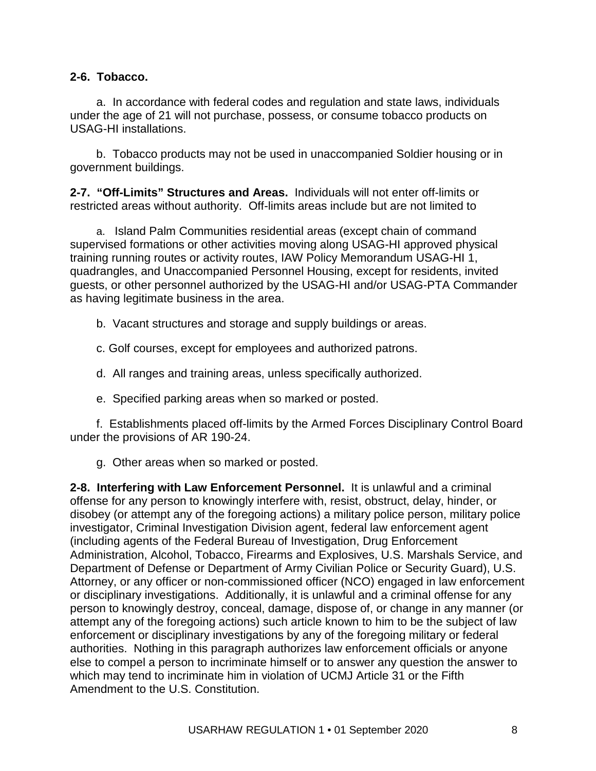**2-6. Tobacco.**

a. In accordance with federal codes and regulation and state laws, individuals under the age of 21 will not purchase, possess, or consume tobacco products on USAG-HI installations.

b. Tobacco products may not be used in unaccompanied Soldier housing or in government buildings.

**2-7. "Off-Limits" Structures and Areas.** Individuals will not enter off-limits or restricted areas without authority. Off-limits areas include but are not limited to

a. Island Palm Communities residential areas (except chain of command supervised formations or other activities moving along USAG-HI approved physical training running routes or activity routes, IAW Policy Memorandum USAG-HI 1, quadrangles, and Unaccompanied Personnel Housing, except for residents, invited guests, or other personnel authorized by the USAG-HI and/or USAG-PTA Commander as having legitimate business in the area.

b. Vacant structures and storage and supply buildings or areas.

c. Golf courses, except for employees and authorized patrons.

d. All ranges and training areas, unless specifically authorized.

e. Specified parking areas when so marked or posted.

f. Establishments placed off-limits by the Armed Forces Disciplinary Control Board under the provisions of AR 190-24.

g. Other areas when so marked or posted.

**2-8. Interfering with Law Enforcement Personnel.** It is unlawful and a criminal offense for any person to knowingly interfere with, resist, obstruct, delay, hinder, or disobey (or attempt any of the foregoing actions) a military police person, military police investigator, Criminal Investigation Division agent, federal law enforcement agent (including agents of the Federal Bureau of Investigation, Drug Enforcement Administration, Alcohol, Tobacco, Firearms and Explosives, U.S. Marshals Service, and Department of Defense or Department of Army Civilian Police or Security Guard), U.S. Attorney, or any officer or non-commissioned officer (NCO) engaged in law enforcement or disciplinary investigations. Additionally, it is unlawful and a criminal offense for any person to knowingly destroy, conceal, damage, dispose of, or change in any manner (or attempt any of the foregoing actions) such article known to him to be the subject of law enforcement or disciplinary investigations by any of the foregoing military or federal authorities. Nothing in this paragraph authorizes law enforcement officials or anyone else to compel a person to incriminate himself or to answer any question the answer to which may tend to incriminate him in violation of UCMJ Article 31 or the Fifth Amendment to the U.S. Constitution.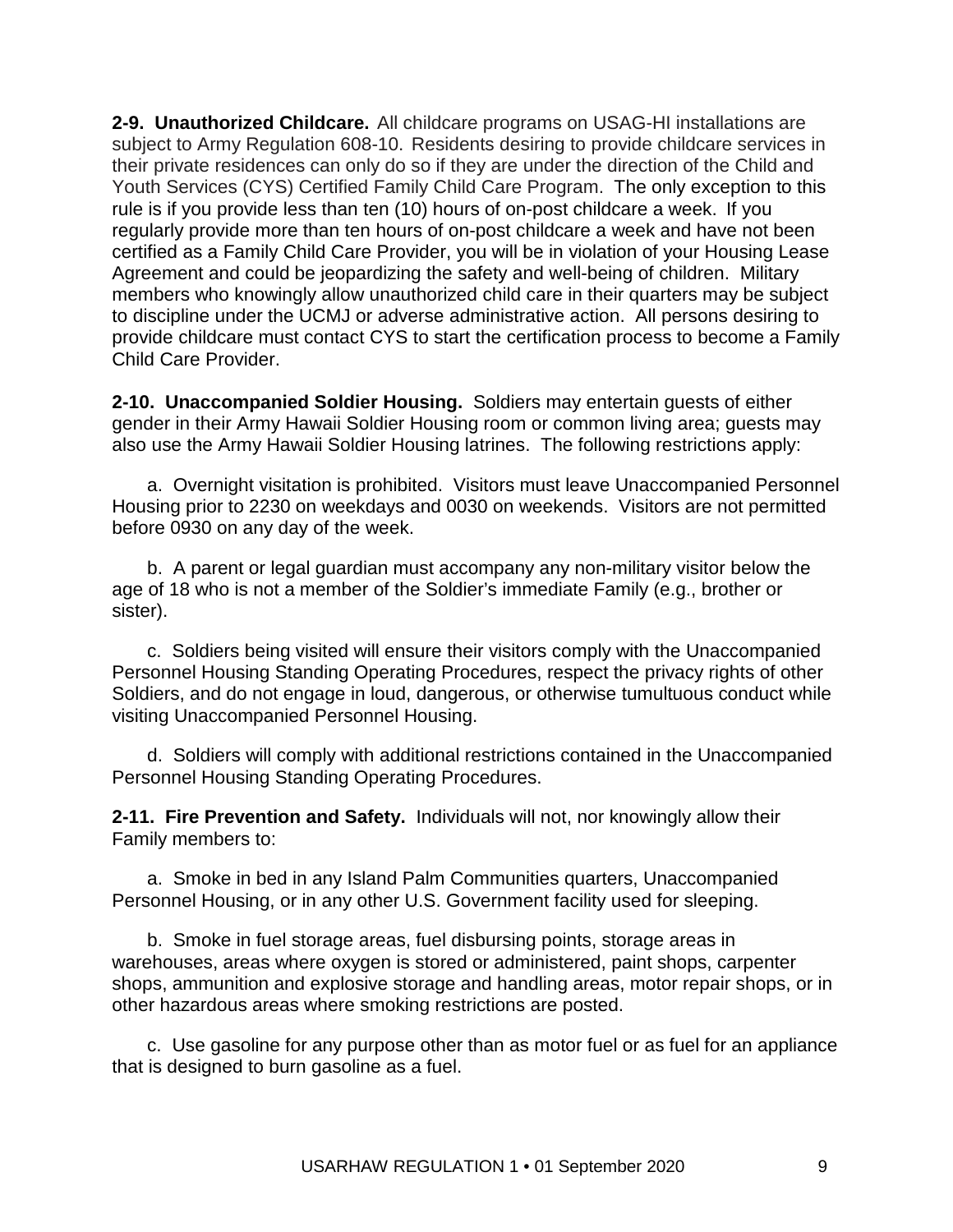**2-9. Unauthorized Childcare.** All childcare programs on USAG-HI installations are subject to Army Regulation 608-10. Residents desiring to provide childcare services in their private residences can only do so if they are under the direction of the Child and Youth Services (CYS) Certified Family Child Care Program. The only exception to this rule is if you provide less than ten (10) hours of on-post childcare a week. If you regularly provide more than ten hours of on-post childcare a week and have not been certified as a Family Child Care Provider, you will be in violation of your Housing Lease Agreement and could be jeopardizing the safety and well-being of children. Military members who knowingly allow unauthorized child care in their quarters may be subject to discipline under the UCMJ or adverse administrative action. All persons desiring to provide childcare must contact CYS to start the certification process to become a Family Child Care Provider.

**2-10. Unaccompanied Soldier Housing.** Soldiers may entertain guests of either gender in their Army Hawaii Soldier Housing room or common living area; guests may also use the Army Hawaii Soldier Housing latrines. The following restrictions apply:

a. Overnight visitation is prohibited. Visitors must leave Unaccompanied Personnel Housing prior to 2230 on weekdays and 0030 on weekends. Visitors are not permitted before 0930 on any day of the week.

b. A parent or legal guardian must accompany any non-military visitor below the age of 18 who is not a member of the Soldier's immediate Family (e.g., brother or sister).

c. Soldiers being visited will ensure their visitors comply with the Unaccompanied Personnel Housing Standing Operating Procedures, respect the privacy rights of other Soldiers, and do not engage in loud, dangerous, or otherwise tumultuous conduct while visiting Unaccompanied Personnel Housing.

d. Soldiers will comply with additional restrictions contained in the Unaccompanied Personnel Housing Standing Operating Procedures.

**2-11. Fire Prevention and Safety.** Individuals will not, nor knowingly allow their Family members to:

a. Smoke in bed in any Island Palm Communities quarters, Unaccompanied Personnel Housing, or in any other U.S. Government facility used for sleeping.

b. Smoke in fuel storage areas, fuel disbursing points, storage areas in warehouses, areas where oxygen is stored or administered, paint shops, carpenter shops, ammunition and explosive storage and handling areas, motor repair shops, or in other hazardous areas where smoking restrictions are posted.

c. Use gasoline for any purpose other than as motor fuel or as fuel for an appliance that is designed to burn gasoline as a fuel.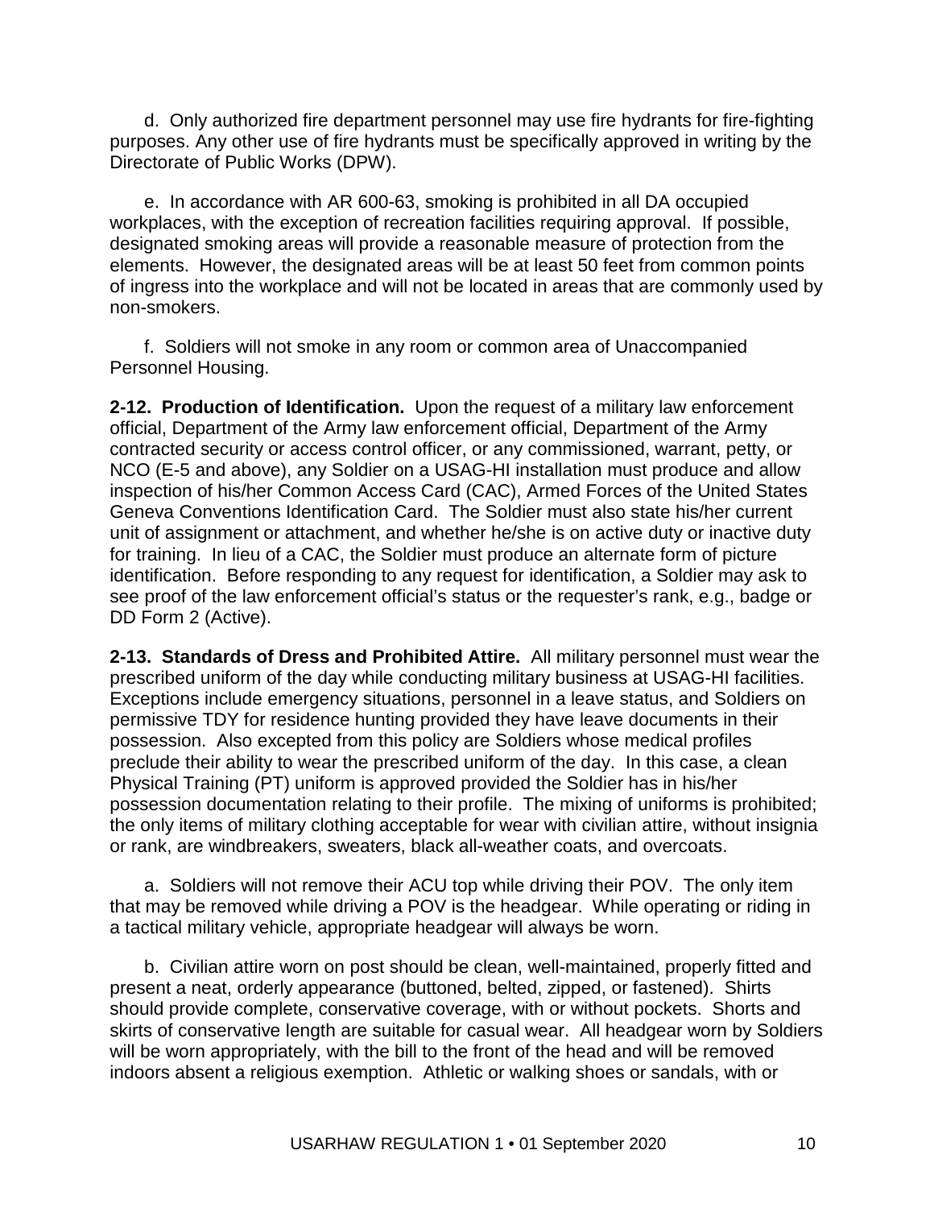d. Only authorized fire department personnel may use fire hydrants for fire-fighting purposes. Any other use of fire hydrants must be specifically approved in writing by the Directorate of Public Works (DPW).

e. In accordance with AR 600-63, smoking is prohibited in all DA occupied workplaces, with the exception of recreation facilities requiring approval. If possible, designated smoking areas will provide a reasonable measure of protection from the elements. However, the designated areas will be at least 50 feet from common points of ingress into the workplace and will not be located in areas that are commonly used by non-smokers.

f. Soldiers will not smoke in any room or common area of Unaccompanied Personnel Housing.

**2-12. Production of Identification.** Upon the request of a military law enforcement official, Department of the Army law enforcement official, Department of the Army contracted security or access control officer, or any commissioned, warrant, petty, or NCO (E-5 and above), any Soldier on a USAG-HI installation must produce and allow inspection of his/her Common Access Card (CAC), Armed Forces of the United States Geneva Conventions Identification Card. The Soldier must also state his/her current unit of assignment or attachment, and whether he/she is on active duty or inactive duty for training. In lieu of a CAC, the Soldier must produce an alternate form of picture identification. Before responding to any request for identification, a Soldier may ask to see proof of the law enforcement official's status or the requester's rank, e.g., badge or DD Form 2 (Active).

**2-13. Standards of Dress and Prohibited Attire.** All military personnel must wear the prescribed uniform of the day while conducting military business at USAG-HI facilities. Exceptions include emergency situations, personnel in a leave status, and Soldiers on permissive TDY for residence hunting provided they have leave documents in their possession. Also excepted from this policy are Soldiers whose medical profiles preclude their ability to wear the prescribed uniform of the day. In this case, a clean Physical Training (PT) uniform is approved provided the Soldier has in his/her possession documentation relating to their profile. The mixing of uniforms is prohibited; the only items of military clothing acceptable for wear with civilian attire, without insignia or rank, are windbreakers, sweaters, black all-weather coats, and overcoats.

a. Soldiers will not remove their ACU top while driving their POV. The only item that may be removed while driving a POV is the headgear. While operating or riding in a tactical military vehicle, appropriate headgear will always be worn.

b. Civilian attire worn on post should be clean, well-maintained, properly fitted and present a neat, orderly appearance (buttoned, belted, zipped, or fastened). Shirts should provide complete, conservative coverage, with or without pockets. Shorts and skirts of conservative length are suitable for casual wear. All headgear worn by Soldiers will be worn appropriately, with the bill to the front of the head and will be removed indoors absent a religious exemption. Athletic or walking shoes or sandals, with or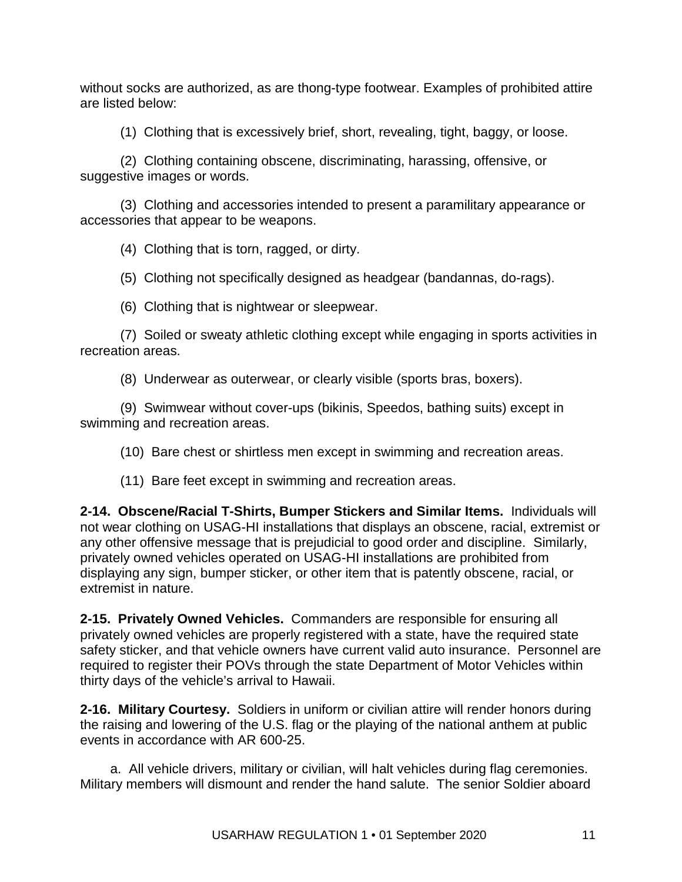without socks are authorized, as are thong-type footwear. Examples of prohibited attire are listed below:

(1) Clothing that is excessively brief, short, revealing, tight, baggy, or loose.

(2) Clothing containing obscene, discriminating, harassing, offensive, or suggestive images or words.

(3) Clothing and accessories intended to present a paramilitary appearance or accessories that appear to be weapons.

(4) Clothing that is torn, ragged, or dirty.

(5) Clothing not specifically designed as headgear (bandannas, do-rags).

(6) Clothing that is nightwear or sleepwear.

(7) Soiled or sweaty athletic clothing except while engaging in sports activities in recreation areas.

(8) Underwear as outerwear, or clearly visible (sports bras, boxers).

(9) Swimwear without cover-ups (bikinis, Speedos, bathing suits) except in swimming and recreation areas.

(10) Bare chest or shirtless men except in swimming and recreation areas.

(11) Bare feet except in swimming and recreation areas.

**2-14. Obscene/Racial T-Shirts, Bumper Stickers and Similar Items.** Individuals will not wear clothing on USAG-HI installations that displays an obscene, racial, extremist or any other offensive message that is prejudicial to good order and discipline. Similarly, privately owned vehicles operated on USAG-HI installations are prohibited from displaying any sign, bumper sticker, or other item that is patently obscene, racial, or extremist in nature.

**2-15. Privately Owned Vehicles.** Commanders are responsible for ensuring all privately owned vehicles are properly registered with a state, have the required state safety sticker, and that vehicle owners have current valid auto insurance. Personnel are required to register their POVs through the state Department of Motor Vehicles within thirty days of the vehicle's arrival to Hawaii.

**2-16. Military Courtesy.** Soldiers in uniform or civilian attire will render honors during the raising and lowering of the U.S. flag or the playing of the national anthem at public events in accordance with AR 600-25.

a. All vehicle drivers, military or civilian, will halt vehicles during flag ceremonies. Military members will dismount and render the hand salute. The senior Soldier aboard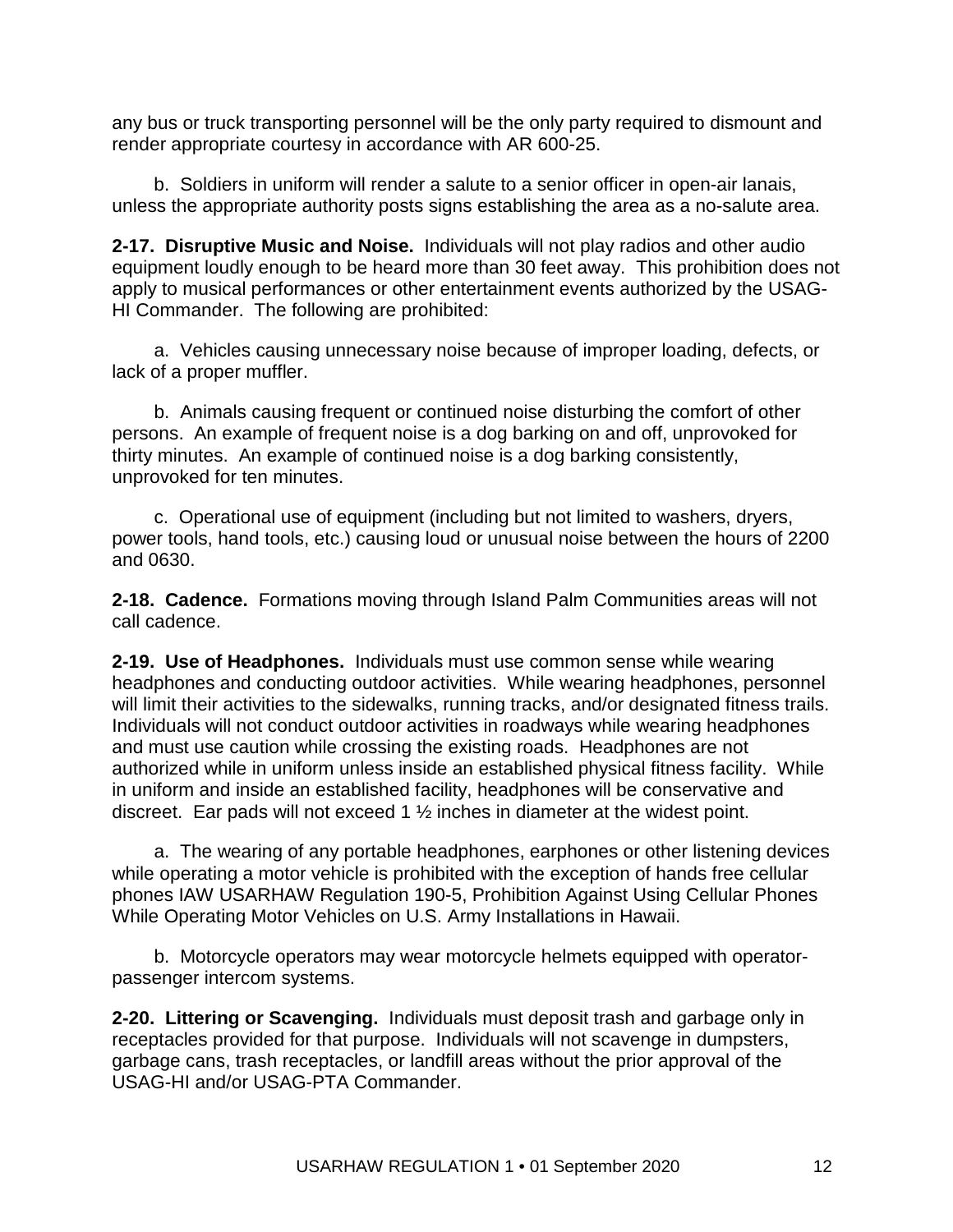any bus or truck transporting personnel will be the only party required to dismount and render appropriate courtesy in accordance with AR 600-25.

b. Soldiers in uniform will render a salute to a senior officer in open-air lanais, unless the appropriate authority posts signs establishing the area as a no-salute area.

**2-17. Disruptive Music and Noise.** Individuals will not play radios and other audio equipment loudly enough to be heard more than 30 feet away. This prohibition does not apply to musical performances or other entertainment events authorized by the USAG-HI Commander. The following are prohibited:

a. Vehicles causing unnecessary noise because of improper loading, defects, or lack of a proper muffler.

b. Animals causing frequent or continued noise disturbing the comfort of other persons. An example of frequent noise is a dog barking on and off, unprovoked for thirty minutes. An example of continued noise is a dog barking consistently, unprovoked for ten minutes.

c. Operational use of equipment (including but not limited to washers, dryers, power tools, hand tools, etc.) causing loud or unusual noise between the hours of 2200 and 0630.

**2-18. Cadence.** Formations moving through Island Palm Communities areas will not call cadence.

**2-19. Use of Headphones.** Individuals must use common sense while wearing headphones and conducting outdoor activities. While wearing headphones, personnel will limit their activities to the sidewalks, running tracks, and/or designated fitness trails. Individuals will not conduct outdoor activities in roadways while wearing headphones and must use caution while crossing the existing roads. Headphones are not authorized while in uniform unless inside an established physical fitness facility. While in uniform and inside an established facility, headphones will be conservative and discreet. Ear pads will not exceed 1 ½ inches in diameter at the widest point.

a. The wearing of any portable headphones, earphones or other listening devices while operating a motor vehicle is prohibited with the exception of hands free cellular phones IAW USARHAW Regulation 190-5, Prohibition Against Using Cellular Phones While Operating Motor Vehicles on U.S. Army Installations in Hawaii.

b. Motorcycle operators may wear motorcycle helmets equipped with operator-passenger intercom systems.

**2-20. Littering or Scavenging.** Individuals must deposit trash and garbage only in receptacles provided for that purpose. Individuals will not scavenge in dumpsters, garbage cans, trash receptacles, or landfill areas without the prior approval of the USAG-HI and/or USAG-PTA Commander.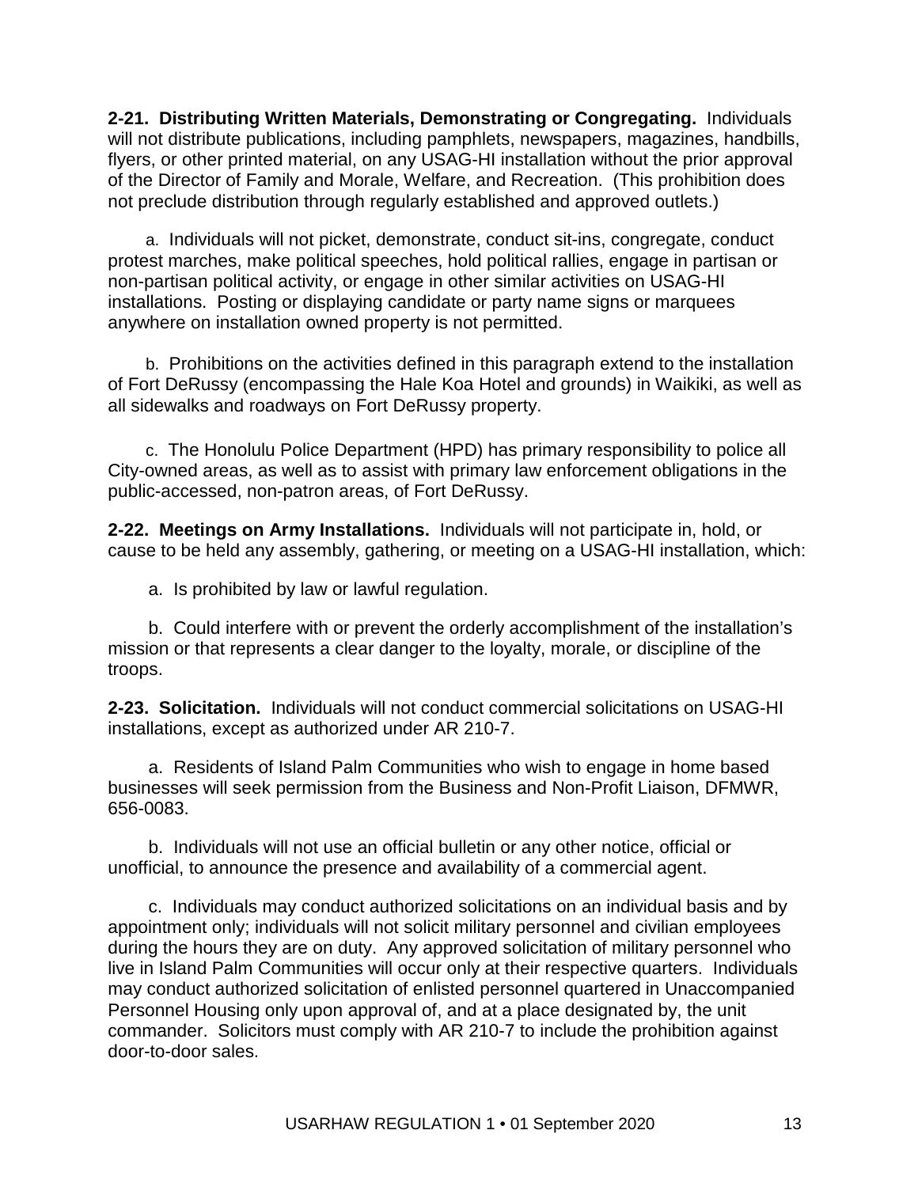**2-21. Distributing Written Materials, Demonstrating or Congregating.** Individuals will not distribute publications, including pamphlets, newspapers, magazines, handbills, flyers, or other printed material, on any USAG-HI installation without the prior approval of the Director of Family and Morale, Welfare, and Recreation. (This prohibition does not preclude distribution through regularly established and approved outlets.)

a. Individuals will not picket, demonstrate, conduct sit-ins, congregate, conduct protest marches, make political speeches, hold political rallies, engage in partisan or non-partisan political activity, or engage in other similar activities on USAG-HI installations. Posting or displaying candidate or party name signs or marquees anywhere on installation owned property is not permitted.

b. Prohibitions on the activities defined in this paragraph extend to the installation of Fort DeRussy (encompassing the Hale Koa Hotel and grounds) in Waikiki, as well as all sidewalks and roadways on Fort DeRussy property.

c. The Honolulu Police Department (HPD) has primary responsibility to police all City-owned areas, as well as to assist with primary law enforcement obligations in the public-accessed, non-patron areas, of Fort DeRussy.

**2-22. Meetings on Army Installations.** Individuals will not participate in, hold, or cause to be held any assembly, gathering, or meeting on a USAG-HI installation, which:

a. Is prohibited by law or lawful regulation.

b. Could interfere with or prevent the orderly accomplishment of the installation's mission or that represents a clear danger to the loyalty, morale, or discipline of the troops.

**2-23. Solicitation.** Individuals will not conduct commercial solicitations on USAG-HI installations, except as authorized under AR 210-7.

a. Residents of Island Palm Communities who wish to engage in home based businesses will seek permission from the Business and Non-Profit Liaison, DFMWR, 656-0083.

b. Individuals will not use an official bulletin or any other notice, official or unofficial, to announce the presence and availability of a commercial agent.

c. Individuals may conduct authorized solicitations on an individual basis and by appointment only; individuals will not solicit military personnel and civilian employees during the hours they are on duty. Any approved solicitation of military personnel who live in Island Palm Communities will occur only at their respective quarters. Individuals may conduct authorized solicitation of enlisted personnel quartered in Unaccompanied Personnel Housing only upon approval of, and at a place designated by, the unit commander. Solicitors must comply with AR 210-7 to include the prohibition against door-to-door sales.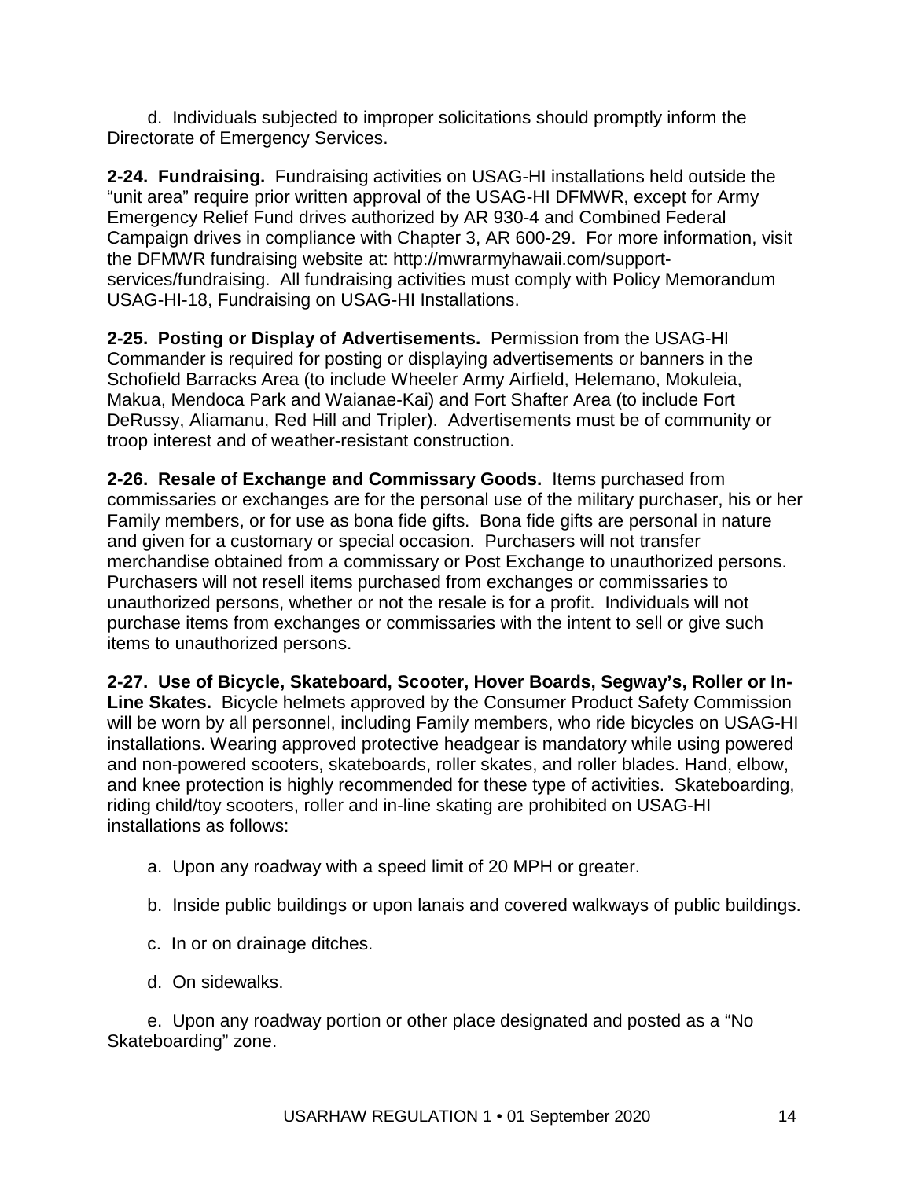d. Individuals subjected to improper solicitations should promptly inform the Directorate of Emergency Services.

**2-24. Fundraising.** Fundraising activities on USAG-HI installations held outside the "unit area" require prior written approval of the USAG-HI DFMWR, except for Army Emergency Relief Fund drives authorized by AR 930-4 and Combined Federal Campaign drives in compliance with Chapter 3, AR 600-29. For more information, visit the DFMWR fundraising website at: http://mwrarmyhawaii.com/support-services/fundraising. All fundraising activities must comply with Policy Memorandum USAG-HI-18, Fundraising on USAG-HI Installations.

**2-25. Posting or Display of Advertisements.** Permission from the USAG-HI Commander is required for posting or displaying advertisements or banners in the Schofield Barracks Area (to include Wheeler Army Airfield, Helemano, Mokuleia, Makua, Mendoca Park and Waianae-Kai) and Fort Shafter Area (to include Fort DeRussy, Aliamanu, Red Hill and Tripler). Advertisements must be of community or troop interest and of weather-resistant construction.

**2-26. Resale of Exchange and Commissary Goods.** Items purchased from commissaries or exchanges are for the personal use of the military purchaser, his or her Family members, or for use as bona fide gifts. Bona fide gifts are personal in nature and given for a customary or special occasion. Purchasers will not transfer merchandise obtained from a commissary or Post Exchange to unauthorized persons. Purchasers will not resell items purchased from exchanges or commissaries to unauthorized persons, whether or not the resale is for a profit. Individuals will not purchase items from exchanges or commissaries with the intent to sell or give such items to unauthorized persons.

**2-27. Use of Bicycle, Skateboard, Scooter, Hover Boards, Segway's, Roller or In-Line Skates.** Bicycle helmets approved by the Consumer Product Safety Commission will be worn by all personnel, including Family members, who ride bicycles on USAG-HI installations. Wearing approved protective headgear is mandatory while using powered and non-powered scooters, skateboards, roller skates, and roller blades. Hand, elbow, and knee protection is highly recommended for these type of activities. Skateboarding, riding child/toy scooters, roller and in-line skating are prohibited on USAG-HI installations as follows:

a. Upon any roadway with a speed limit of 20 MPH or greater.

b. Inside public buildings or upon lanais and covered walkways of public buildings.

c. In or on drainage ditches.

d. On sidewalks.

e. Upon any roadway portion or other place designated and posted as a "No Skateboarding" zone.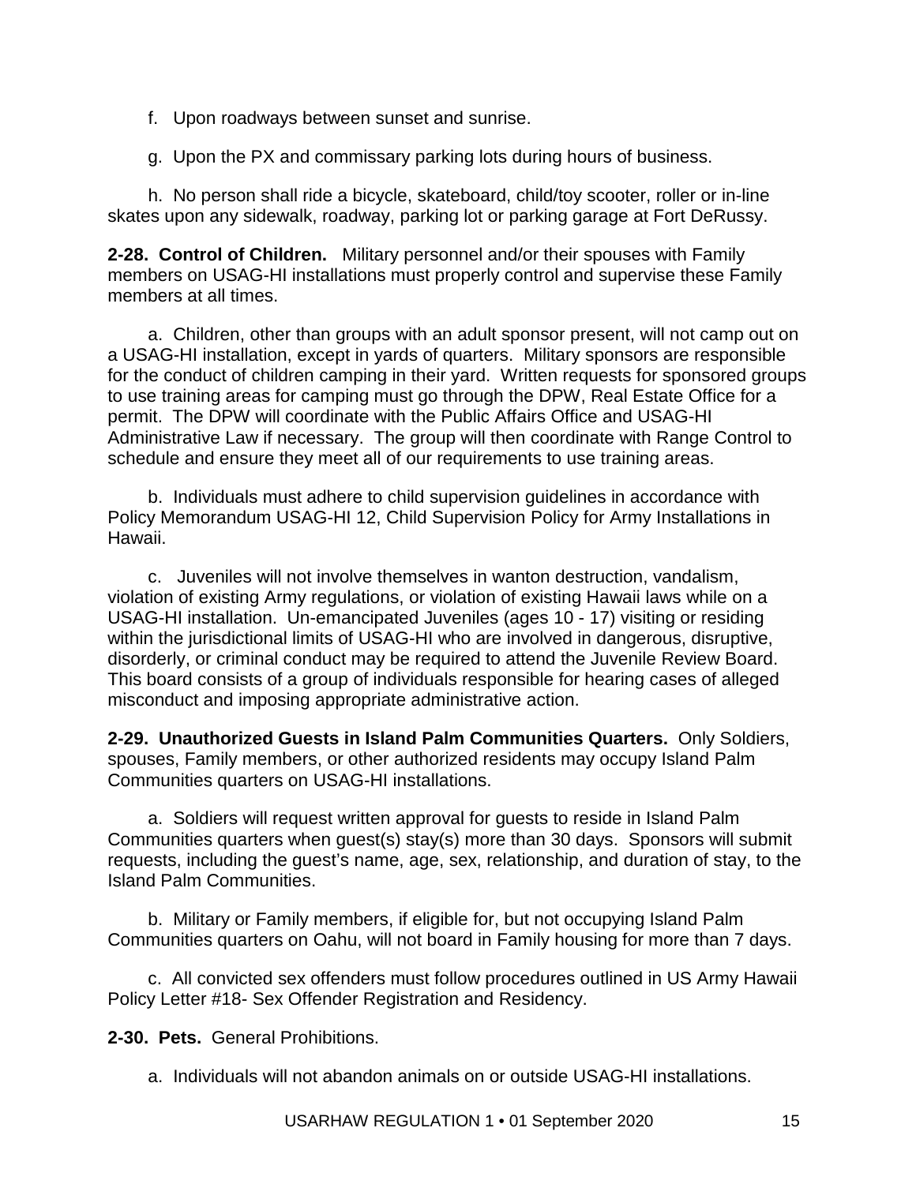f. Upon roadways between sunset and sunrise.

g. Upon the PX and commissary parking lots during hours of business.

h. No person shall ride a bicycle, skateboard, child/toy scooter, roller or in-line skates upon any sidewalk, roadway, parking lot or parking garage at Fort DeRussy.

**2-28. Control of Children.** Military personnel and/or their spouses with Family members on USAG-HI installations must properly control and supervise these Family members at all times.

a. Children, other than groups with an adult sponsor present, will not camp out on a USAG-HI installation, except in yards of quarters. Military sponsors are responsible for the conduct of children camping in their yard. Written requests for sponsored groups to use training areas for camping must go through the DPW, Real Estate Office for a permit. The DPW will coordinate with the Public Affairs Office and USAG-HI Administrative Law if necessary. The group will then coordinate with Range Control to schedule and ensure they meet all of our requirements to use training areas.

b. Individuals must adhere to child supervision guidelines in accordance with Policy Memorandum USAG-HI 12, Child Supervision Policy for Army Installations in Hawaii.

c. Juveniles will not involve themselves in wanton destruction, vandalism, violation of existing Army regulations, or violation of existing Hawaii laws while on a USAG-HI installation. Un-emancipated Juveniles (ages 10 - 17) visiting or residing within the jurisdictional limits of USAG-HI who are involved in dangerous, disruptive, disorderly, or criminal conduct may be required to attend the Juvenile Review Board. This board consists of a group of individuals responsible for hearing cases of alleged misconduct and imposing appropriate administrative action.

**2-29. Unauthorized Guests in Island Palm Communities Quarters.** Only Soldiers, spouses, Family members, or other authorized residents may occupy Island Palm Communities quarters on USAG-HI installations.

a. Soldiers will request written approval for guests to reside in Island Palm Communities quarters when guest(s) stay(s) more than 30 days. Sponsors will submit requests, including the guest's name, age, sex, relationship, and duration of stay, to the Island Palm Communities.

b. Military or Family members, if eligible for, but not occupying Island Palm Communities quarters on Oahu, will not board in Family housing for more than 7 days.

c. All convicted sex offenders must follow procedures outlined in US Army Hawaii Policy Letter #18- Sex Offender Registration and Residency.

**2-30. Pets.** General Prohibitions.

a. Individuals will not abandon animals on or outside USAG-HI installations.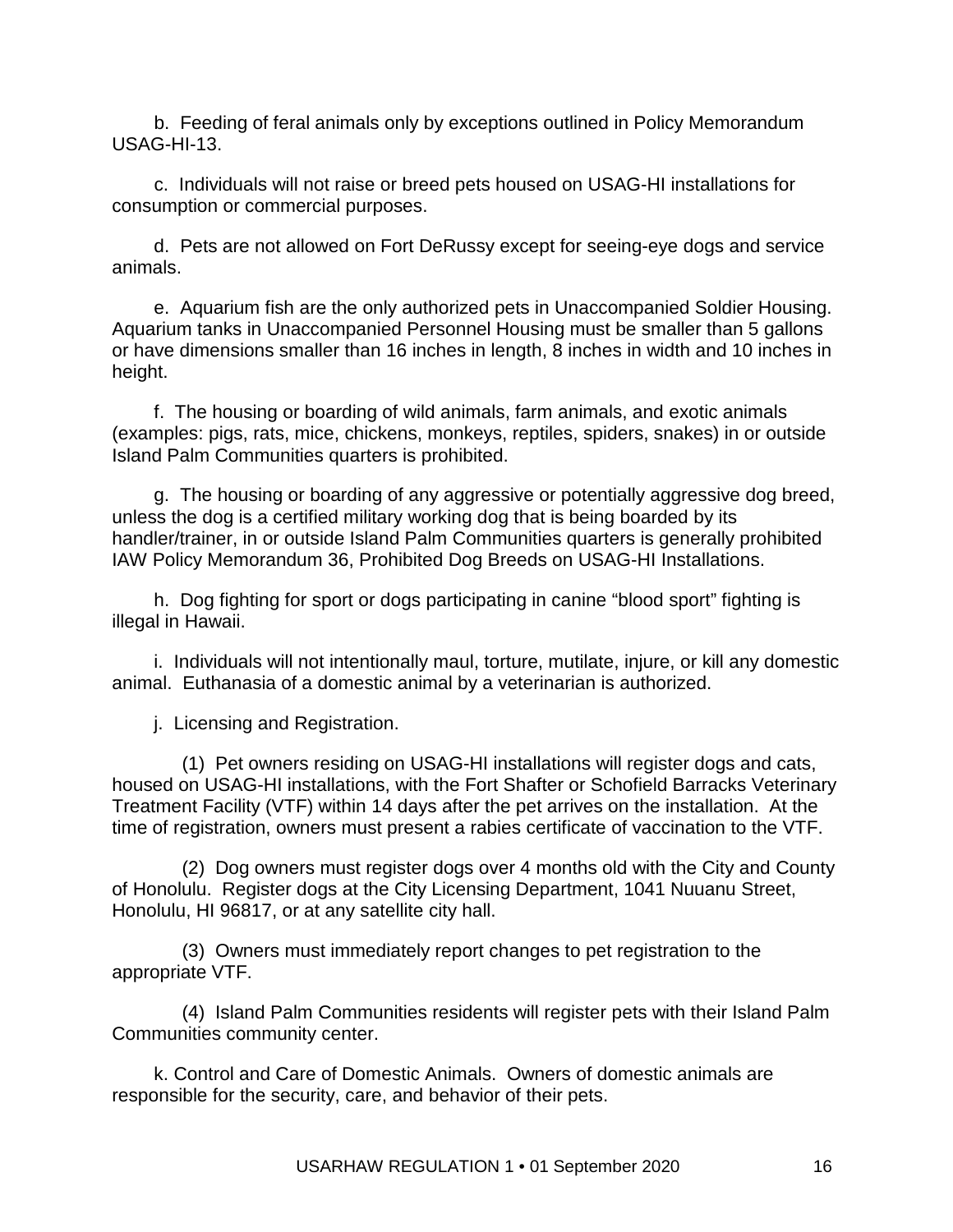b. Feeding of feral animals only by exceptions outlined in Policy Memorandum USAG-HI-13.

c. Individuals will not raise or breed pets housed on USAG-HI installations for consumption or commercial purposes.

d. Pets are not allowed on Fort DeRussy except for seeing-eye dogs and service animals.

e. Aquarium fish are the only authorized pets in Unaccompanied Soldier Housing. Aquarium tanks in Unaccompanied Personnel Housing must be smaller than 5 gallons or have dimensions smaller than 16 inches in length, 8 inches in width and 10 inches in height.

f. The housing or boarding of wild animals, farm animals, and exotic animals (examples: pigs, rats, mice, chickens, monkeys, reptiles, spiders, snakes) in or outside Island Palm Communities quarters is prohibited.

g. The housing or boarding of any aggressive or potentially aggressive dog breed, unless the dog is a certified military working dog that is being boarded by its handler/trainer, in or outside Island Palm Communities quarters is generally prohibited IAW Policy Memorandum 36, Prohibited Dog Breeds on USAG-HI Installations.

h. Dog fighting for sport or dogs participating in canine “blood sport” fighting is illegal in Hawaii.

i. Individuals will not intentionally maul, torture, mutilate, injure, or kill any domestic animal. Euthanasia of a domestic animal by a veterinarian is authorized.

j. Licensing and Registration.

(1) Pet owners residing on USAG-HI installations will register dogs and cats, housed on USAG-HI installations, with the Fort Shafter or Schofield Barracks Veterinary Treatment Facility (VTF) within 14 days after the pet arrives on the installation. At the time of registration, owners must present a rabies certificate of vaccination to the VTF.

(2) Dog owners must register dogs over 4 months old with the City and County of Honolulu. Register dogs at the City Licensing Department, 1041 Nuuanu Street, Honolulu, HI 96817, or at any satellite city hall.

(3) Owners must immediately report changes to pet registration to the appropriate VTF.

(4) Island Palm Communities residents will register pets with their Island Palm Communities community center.

k. Control and Care of Domestic Animals. Owners of domestic animals are responsible for the security, care, and behavior of their pets.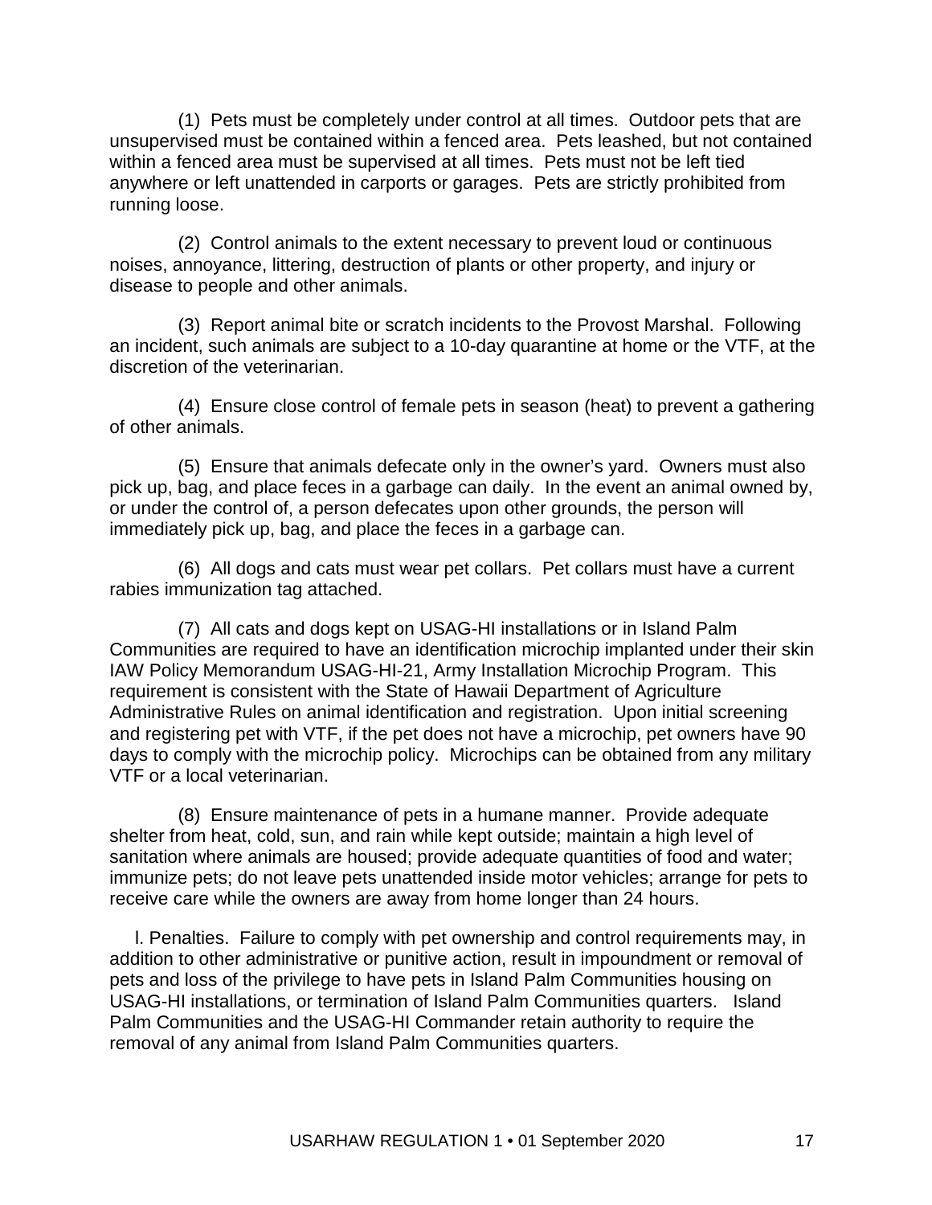(1) Pets must be completely under control at all times. Outdoor pets that are unsupervised must be contained within a fenced area. Pets leashed, but not contained within a fenced area must be supervised at all times. Pets must not be left tied anywhere or left unattended in carports or garages. Pets are strictly prohibited from running loose.

(2) Control animals to the extent necessary to prevent loud or continuous noises, annoyance, littering, destruction of plants or other property, and injury or disease to people and other animals.

(3) Report animal bite or scratch incidents to the Provost Marshal. Following an incident, such animals are subject to a 10-day quarantine at home or the VTF, at the discretion of the veterinarian.

(4) Ensure close control of female pets in season (heat) to prevent a gathering of other animals.

(5) Ensure that animals defecate only in the owner's yard. Owners must also pick up, bag, and place feces in a garbage can daily. In the event an animal owned by, or under the control of, a person defecates upon other grounds, the person will immediately pick up, bag, and place the feces in a garbage can.

(6) All dogs and cats must wear pet collars. Pet collars must have a current rabies immunization tag attached.

(7) All cats and dogs kept on USAG-HI installations or in Island Palm Communities are required to have an identification microchip implanted under their skin IAW Policy Memorandum USAG-HI-21, Army Installation Microchip Program. This requirement is consistent with the State of Hawaii Department of Agriculture Administrative Rules on animal identification and registration. Upon initial screening and registering pet with VTF, if the pet does not have a microchip, pet owners have 90 days to comply with the microchip policy. Microchips can be obtained from any military VTF or a local veterinarian.

(8) Ensure maintenance of pets in a humane manner. Provide adequate shelter from heat, cold, sun, and rain while kept outside; maintain a high level of sanitation where animals are housed; provide adequate quantities of food and water; immunize pets; do not leave pets unattended inside motor vehicles; arrange for pets to receive care while the owners are away from home longer than 24 hours.

l. Penalties. Failure to comply with pet ownership and control requirements may, in addition to other administrative or punitive action, result in impoundment or removal of pets and loss of the privilege to have pets in Island Palm Communities housing on USAG-HI installations, or termination of Island Palm Communities quarters. Island Palm Communities and the USAG-HI Commander retain authority to require the removal of any animal from Island Palm Communities quarters.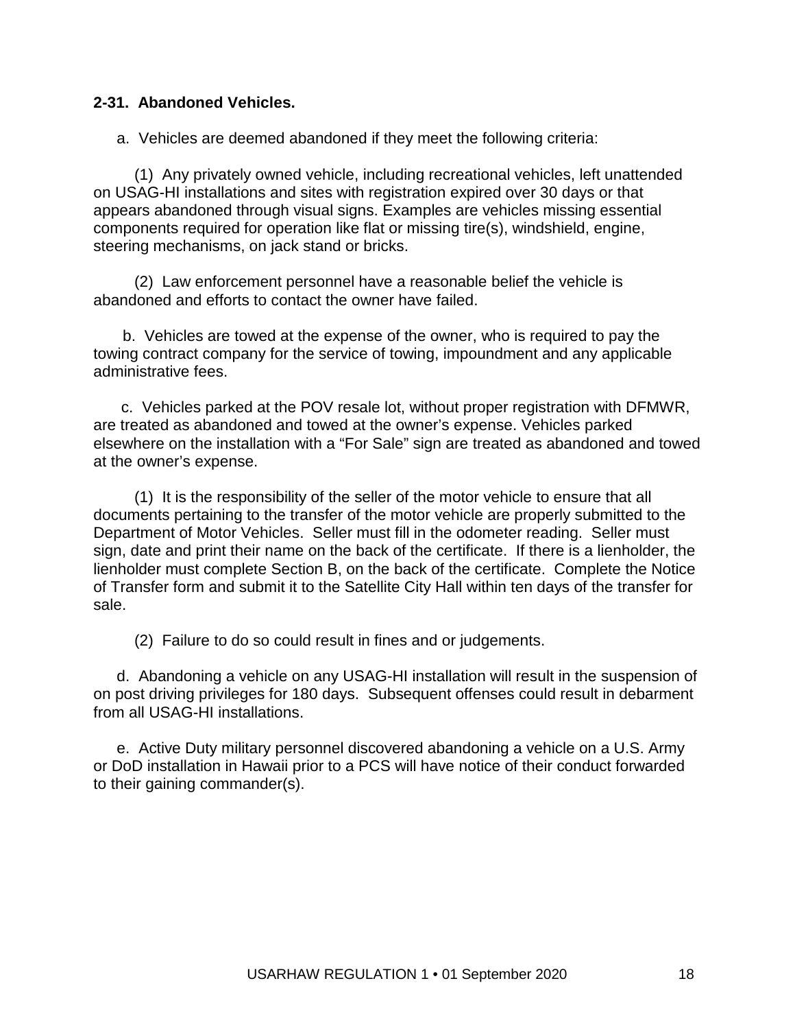**2-31. Abandoned Vehicles.**

a. Vehicles are deemed abandoned if they meet the following criteria:

(1) Any privately owned vehicle, including recreational vehicles, left unattended on USAG-HI installations and sites with registration expired over 30 days or that appears abandoned through visual signs. Examples are vehicles missing essential components required for operation like flat or missing tire(s), windshield, engine, steering mechanisms, on jack stand or bricks.

(2) Law enforcement personnel have a reasonable belief the vehicle is abandoned and efforts to contact the owner have failed.

b. Vehicles are towed at the expense of the owner, who is required to pay the towing contract company for the service of towing, impoundment and any applicable administrative fees.

c. Vehicles parked at the POV resale lot, without proper registration with DFMWR, are treated as abandoned and towed at the owner's expense. Vehicles parked elsewhere on the installation with a "For Sale" sign are treated as abandoned and towed at the owner's expense.

(1) It is the responsibility of the seller of the motor vehicle to ensure that all documents pertaining to the transfer of the motor vehicle are properly submitted to the Department of Motor Vehicles. Seller must fill in the odometer reading. Seller must sign, date and print their name on the back of the certificate. If there is a lienholder, the lienholder must complete Section B, on the back of the certificate. Complete the Notice of Transfer form and submit it to the Satellite City Hall within ten days of the transfer for sale.

(2) Failure to do so could result in fines and or judgements.

d. Abandoning a vehicle on any USAG-HI installation will result in the suspension of on post driving privileges for 180 days. Subsequent offenses could result in debarment from all USAG-HI installations.

e. Active Duty military personnel discovered abandoning a vehicle on a U.S. Army or DoD installation in Hawaii prior to a PCS will have notice of their conduct forwarded to their gaining commander(s).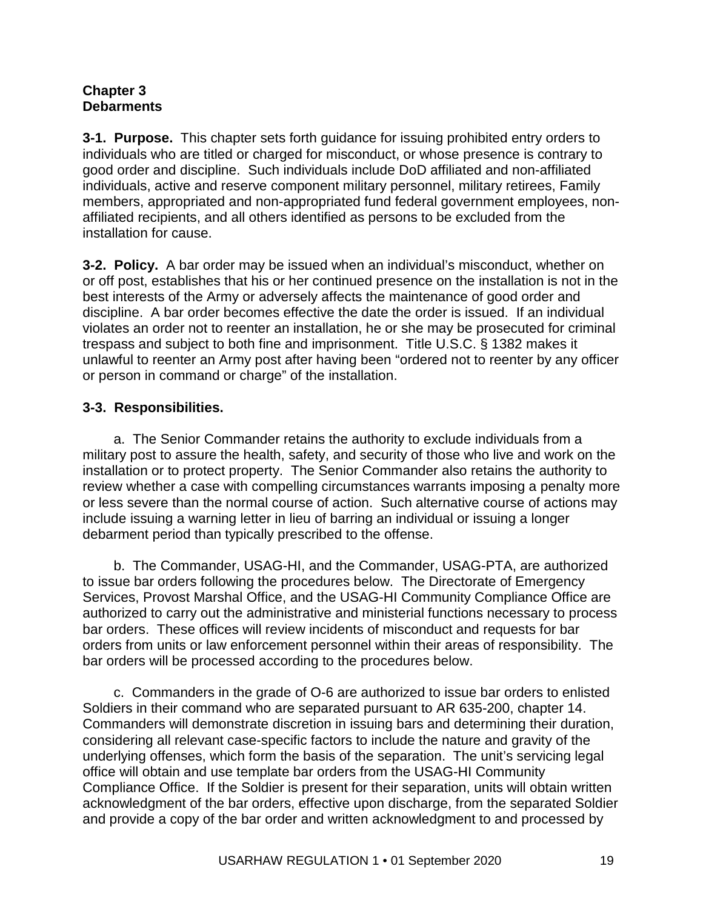## Chapter 3
## Debarments

**3-1. Purpose.** This chapter sets forth guidance for issuing prohibited entry orders to individuals who are titled or charged for misconduct, or whose presence is contrary to good order and discipline. Such individuals include DoD affiliated and non-affiliated individuals, active and reserve component military personnel, military retirees, Family members, appropriated and non-appropriated fund federal government employees, non-affiliated recipients, and all others identified as persons to be excluded from the installation for cause.

**3-2. Policy.** A bar order may be issued when an individual's misconduct, whether on or off post, establishes that his or her continued presence on the installation is not in the best interests of the Army or adversely affects the maintenance of good order and discipline. A bar order becomes effective the date the order is issued. If an individual violates an order not to reenter an installation, he or she may be prosecuted for criminal trespass and subject to both fine and imprisonment. Title U.S.C. § 1382 makes it unlawful to reenter an Army post after having been "ordered not to reenter by any officer or person in command or charge" of the installation.

**3-3. Responsibilities.**

a. The Senior Commander retains the authority to exclude individuals from a military post to assure the health, safety, and security of those who live and work on the installation or to protect property. The Senior Commander also retains the authority to review whether a case with compelling circumstances warrants imposing a penalty more or less severe than the normal course of action. Such alternative course of actions may include issuing a warning letter in lieu of barring an individual or issuing a longer debarment period than typically prescribed to the offense.

b. The Commander, USAG-HI, and the Commander, USAG-PTA, are authorized to issue bar orders following the procedures below. The Directorate of Emergency Services, Provost Marshal Office, and the USAG-HI Community Compliance Office are authorized to carry out the administrative and ministerial functions necessary to process bar orders. These offices will review incidents of misconduct and requests for bar orders from units or law enforcement personnel within their areas of responsibility. The bar orders will be processed according to the procedures below.

c. Commanders in the grade of O-6 are authorized to issue bar orders to enlisted Soldiers in their command who are separated pursuant to AR 635-200, chapter 14. Commanders will demonstrate discretion in issuing bars and determining their duration, considering all relevant case-specific factors to include the nature and gravity of the underlying offenses, which form the basis of the separation. The unit's servicing legal office will obtain and use template bar orders from the USAG-HI Community Compliance Office. If the Soldier is present for their separation, units will obtain written acknowledgment of the bar orders, effective upon discharge, from the separated Soldier and provide a copy of the bar order and written acknowledgment to and processed by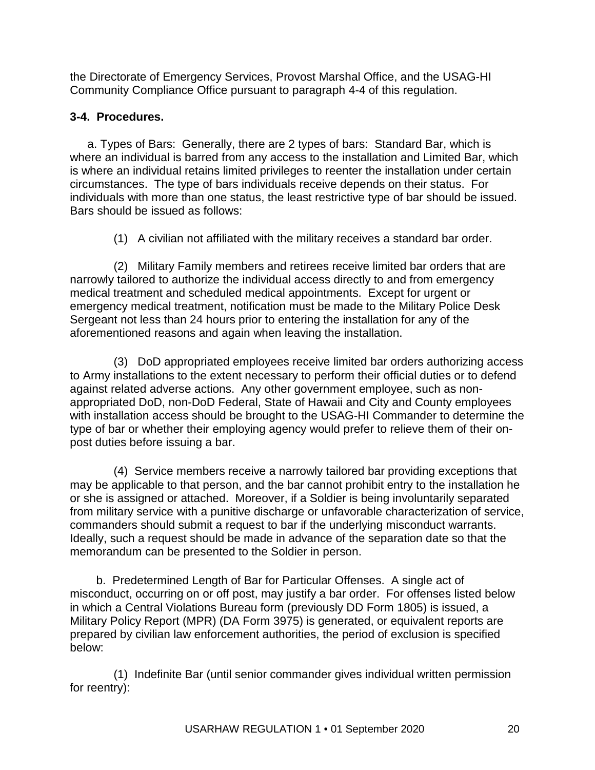the Directorate of Emergency Services, Provost Marshal Office, and the USAG-HI Community Compliance Office pursuant to paragraph 4-4 of this regulation.

**3-4. Procedures.**

a. Types of Bars: Generally, there are 2 types of bars: Standard Bar, which is where an individual is barred from any access to the installation and Limited Bar, which is where an individual retains limited privileges to reenter the installation under certain circumstances. The type of bars individuals receive depends on their status. For individuals with more than one status, the least restrictive type of bar should be issued. Bars should be issued as follows:

(1) A civilian not affiliated with the military receives a standard bar order.

(2) Military Family members and retirees receive limited bar orders that are narrowly tailored to authorize the individual access directly to and from emergency medical treatment and scheduled medical appointments. Except for urgent or emergency medical treatment, notification must be made to the Military Police Desk Sergeant not less than 24 hours prior to entering the installation for any of the aforementioned reasons and again when leaving the installation.

(3) DoD appropriated employees receive limited bar orders authorizing access to Army installations to the extent necessary to perform their official duties or to defend against related adverse actions. Any other government employee, such as non-appropriated DoD, non-DoD Federal, State of Hawaii and City and County employees with installation access should be brought to the USAG-HI Commander to determine the type of bar or whether their employing agency would prefer to relieve them of their on-post duties before issuing a bar.

(4) Service members receive a narrowly tailored bar providing exceptions that may be applicable to that person, and the bar cannot prohibit entry to the installation he or she is assigned or attached. Moreover, if a Soldier is being involuntarily separated from military service with a punitive discharge or unfavorable characterization of service, commanders should submit a request to bar if the underlying misconduct warrants. Ideally, such a request should be made in advance of the separation date so that the memorandum can be presented to the Soldier in person.

b. Predetermined Length of Bar for Particular Offenses. A single act of misconduct, occurring on or off post, may justify a bar order. For offenses listed below in which a Central Violations Bureau form (previously DD Form 1805) is issued, a Military Policy Report (MPR) (DA Form 3975) is generated, or equivalent reports are prepared by civilian law enforcement authorities, the period of exclusion is specified below:

(1) Indefinite Bar (until senior commander gives individual written permission for reentry):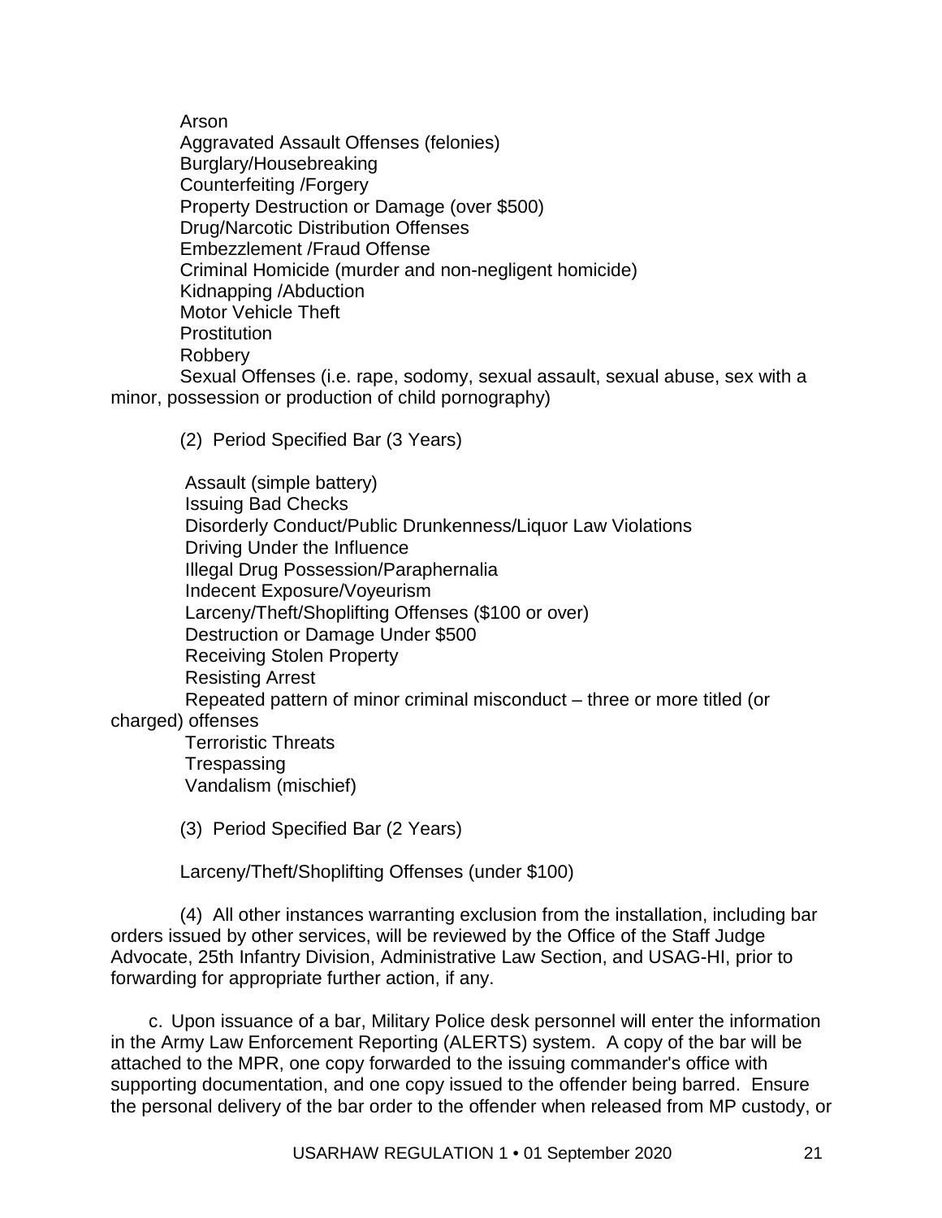Arson
Aggravated Assault Offenses (felonies)
Burglary/Housebreaking
Counterfeiting /Forgery
Property Destruction or Damage (over $500)
Drug/Narcotic Distribution Offenses
Embezzlement /Fraud Offense
Criminal Homicide (murder and non-negligent homicide)
Kidnapping /Abduction
Motor Vehicle Theft
Prostitution
Robbery
Sexual Offenses (i.e. rape, sodomy, sexual assault, sexual abuse, sex with a minor, possession or production of child pornography)

(2) Period Specified Bar (3 Years)

Assault (simple battery)
Issuing Bad Checks
Disorderly Conduct/Public Drunkenness/Liquor Law Violations
Driving Under the Influence
Illegal Drug Possession/Paraphernalia
Indecent Exposure/Voyeurism
Larceny/Theft/Shoplifting Offenses ($100 or over)
Destruction or Damage Under $500
Receiving Stolen Property
Resisting Arrest
Repeated pattern of minor criminal misconduct – three or more titled (or charged) offenses
Terroristic Threats
Trespassing
Vandalism (mischief)

(3) Period Specified Bar (2 Years)

Larceny/Theft/Shoplifting Offenses (under $100)

(4) All other instances warranting exclusion from the installation, including bar orders issued by other services, will be reviewed by the Office of the Staff Judge Advocate, 25th Infantry Division, Administrative Law Section, and USAG-HI, prior to forwarding for appropriate further action, if any.

c. Upon issuance of a bar, Military Police desk personnel will enter the information in the Army Law Enforcement Reporting (ALERTS) system. A copy of the bar will be attached to the MPR, one copy forwarded to the issuing commander's office with supporting documentation, and one copy issued to the offender being barred. Ensure the personal delivery of the bar order to the offender when released from MP custody, or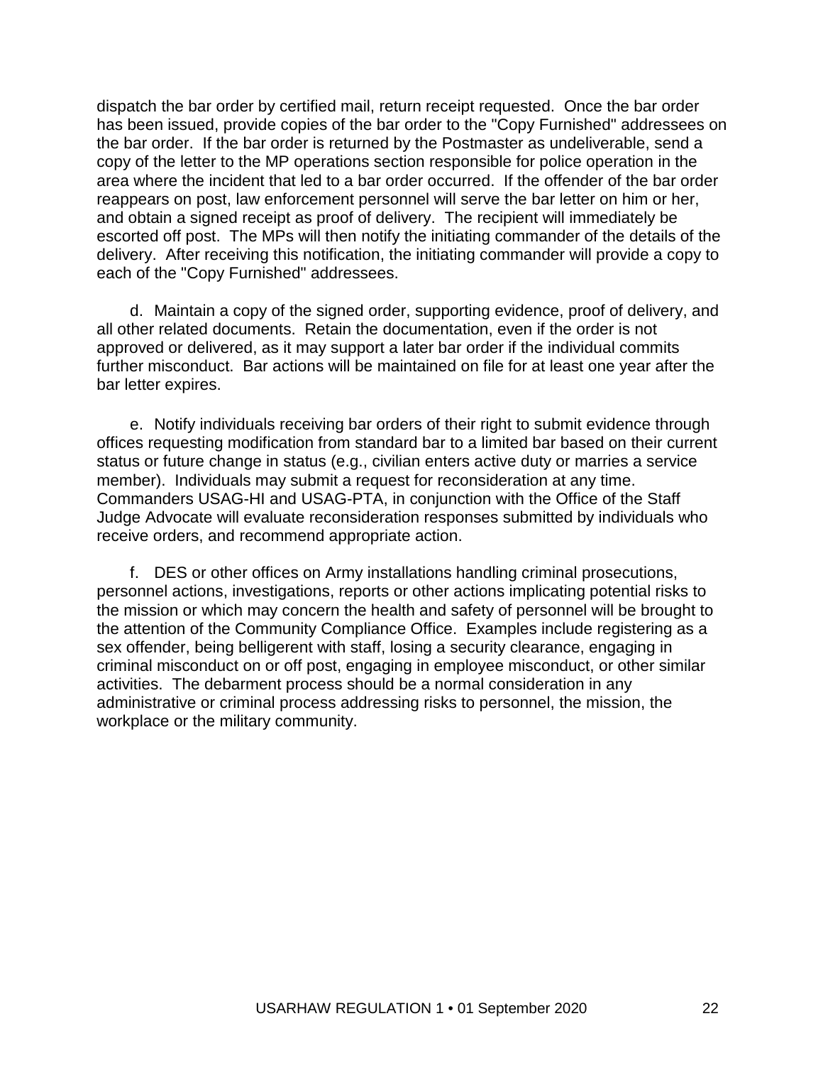dispatch the bar order by certified mail, return receipt requested. Once the bar order has been issued, provide copies of the bar order to the "Copy Furnished" addressees on the bar order. If the bar order is returned by the Postmaster as undeliverable, send a copy of the letter to the MP operations section responsible for police operation in the area where the incident that led to a bar order occurred. If the offender of the bar order reappears on post, law enforcement personnel will serve the bar letter on him or her, and obtain a signed receipt as proof of delivery. The recipient will immediately be escorted off post. The MPs will then notify the initiating commander of the details of the delivery. After receiving this notification, the initiating commander will provide a copy to each of the "Copy Furnished" addressees.

d. Maintain a copy of the signed order, supporting evidence, proof of delivery, and all other related documents. Retain the documentation, even if the order is not approved or delivered, as it may support a later bar order if the individual commits further misconduct. Bar actions will be maintained on file for at least one year after the bar letter expires.

e. Notify individuals receiving bar orders of their right to submit evidence through offices requesting modification from standard bar to a limited bar based on their current status or future change in status (e.g., civilian enters active duty or marries a service member). Individuals may submit a request for reconsideration at any time. Commanders USAG-HI and USAG-PTA, in conjunction with the Office of the Staff Judge Advocate will evaluate reconsideration responses submitted by individuals who receive orders, and recommend appropriate action.

f. DES or other offices on Army installations handling criminal prosecutions, personnel actions, investigations, reports or other actions implicating potential risks to the mission or which may concern the health and safety of personnel will be brought to the attention of the Community Compliance Office. Examples include registering as a sex offender, being belligerent with staff, losing a security clearance, engaging in criminal misconduct on or off post, engaging in employee misconduct, or other similar activities. The debarment process should be a normal consideration in any administrative or criminal process addressing risks to personnel, the mission, the workplace or the military community.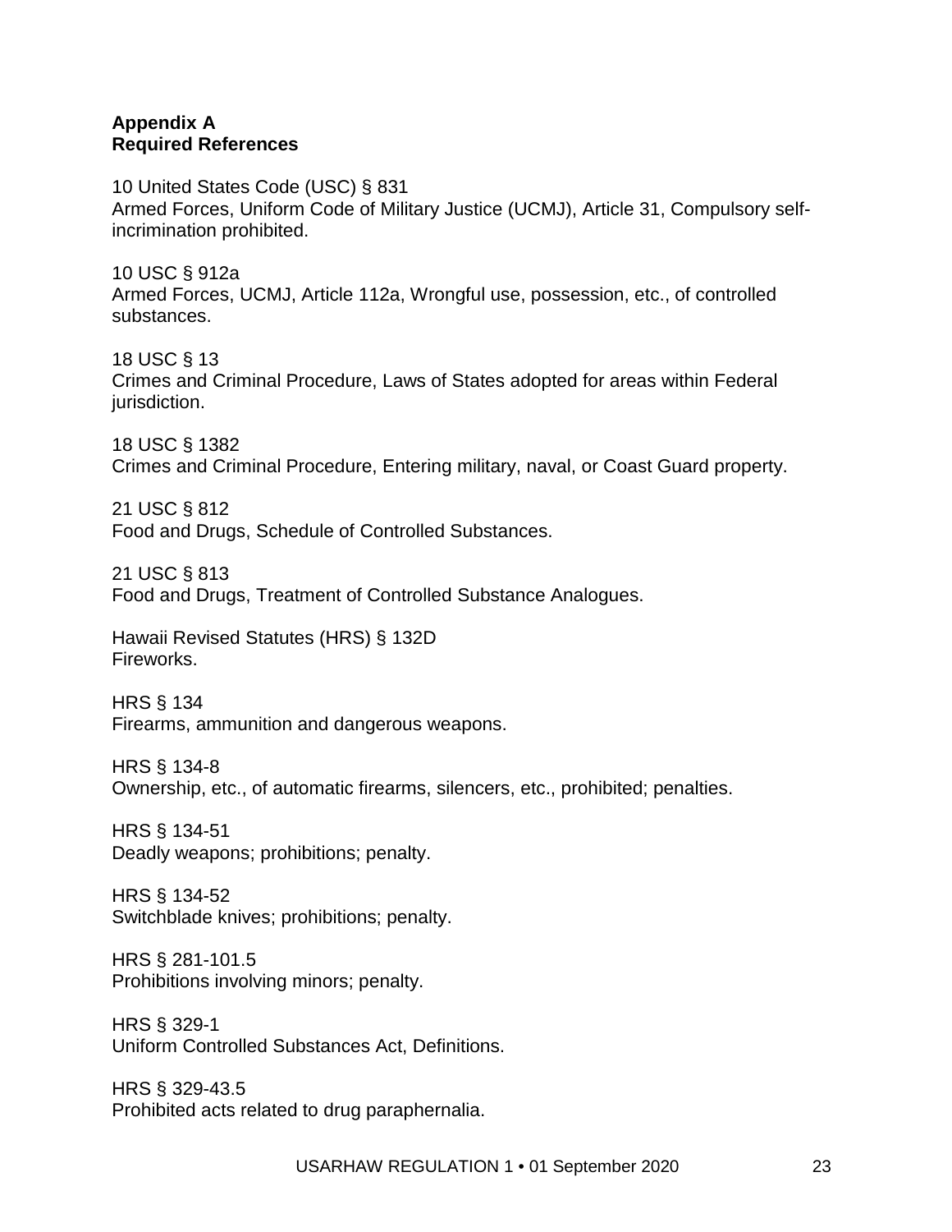## Appendix A
## Required References

10 United States Code (USC) § 831
Armed Forces, Uniform Code of Military Justice (UCMJ), Article 31, Compulsory self-incrimination prohibited.

10 USC § 912a
Armed Forces, UCMJ, Article 112a, Wrongful use, possession, etc., of controlled substances.

18 USC § 13
Crimes and Criminal Procedure, Laws of States adopted for areas within Federal jurisdiction.

18 USC § 1382
Crimes and Criminal Procedure, Entering military, naval, or Coast Guard property.

21 USC § 812
Food and Drugs, Schedule of Controlled Substances.

21 USC § 813
Food and Drugs, Treatment of Controlled Substance Analogues.

Hawaii Revised Statutes (HRS) § 132D
Fireworks.

HRS § 134
Firearms, ammunition and dangerous weapons.

HRS § 134-8
Ownership, etc., of automatic firearms, silencers, etc., prohibited; penalties.

HRS § 134-51
Deadly weapons; prohibitions; penalty.

HRS § 134-52
Switchblade knives; prohibitions; penalty.

HRS § 281-101.5
Prohibitions involving minors; penalty.

HRS § 329-1
Uniform Controlled Substances Act, Definitions.

HRS § 329-43.5
Prohibited acts related to drug paraphernalia.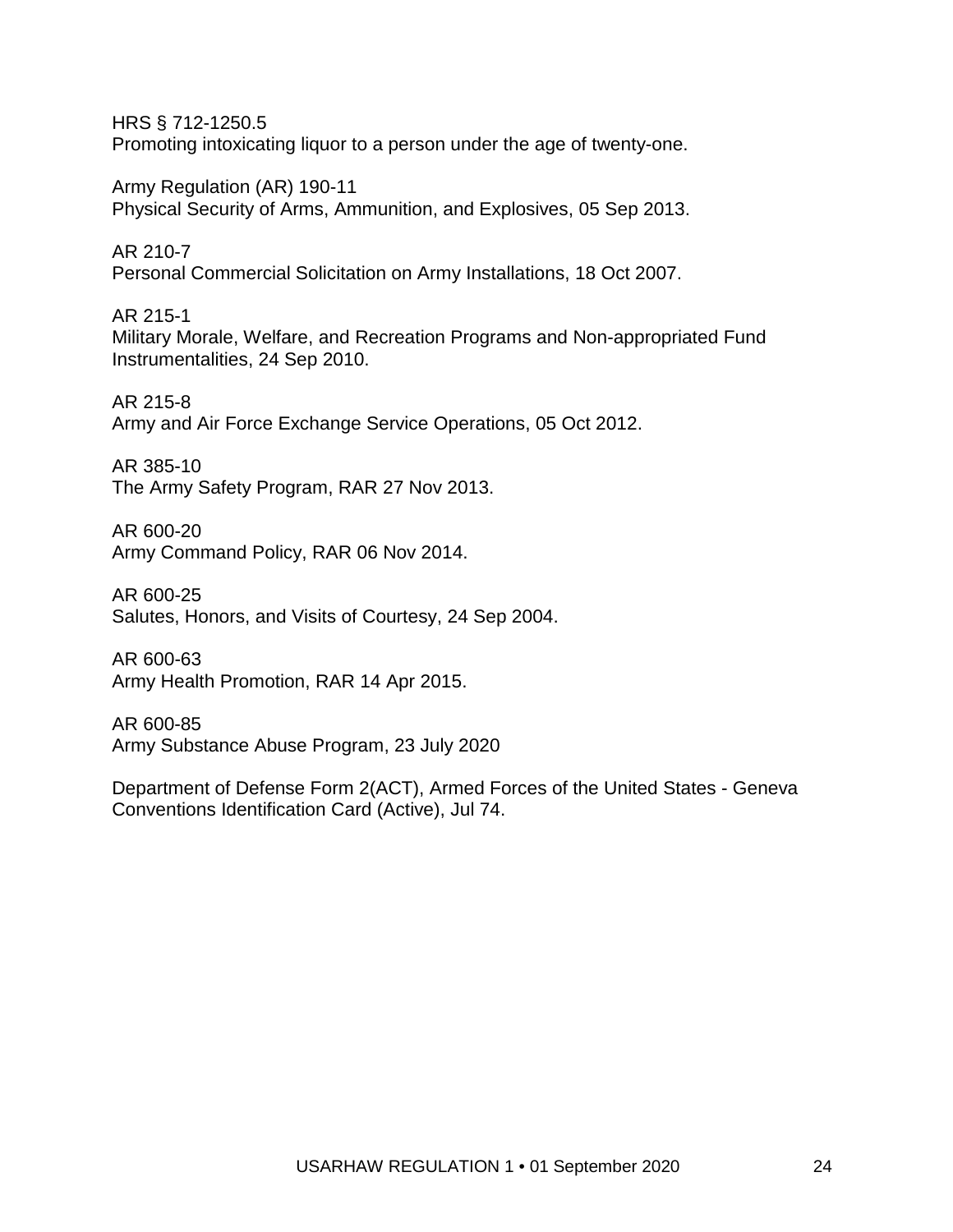HRS § 712-1250.5
Promoting intoxicating liquor to a person under the age of twenty-one.

Army Regulation (AR) 190-11
Physical Security of Arms, Ammunition, and Explosives, 05 Sep 2013.

AR 210-7
Personal Commercial Solicitation on Army Installations, 18 Oct 2007.

AR 215-1
Military Morale, Welfare, and Recreation Programs and Non-appropriated Fund Instrumentalities, 24 Sep 2010.

AR 215-8
Army and Air Force Exchange Service Operations, 05 Oct 2012.

AR 385-10
The Army Safety Program, RAR 27 Nov 2013.

AR 600-20
Army Command Policy, RAR 06 Nov 2014.

AR 600-25
Salutes, Honors, and Visits of Courtesy, 24 Sep 2004.

AR 600-63
Army Health Promotion, RAR 14 Apr 2015.

AR 600-85
Army Substance Abuse Program, 23 July 2020

Department of Defense Form 2(ACT), Armed Forces of the United States - Geneva Conventions Identification Card (Active), Jul 74.